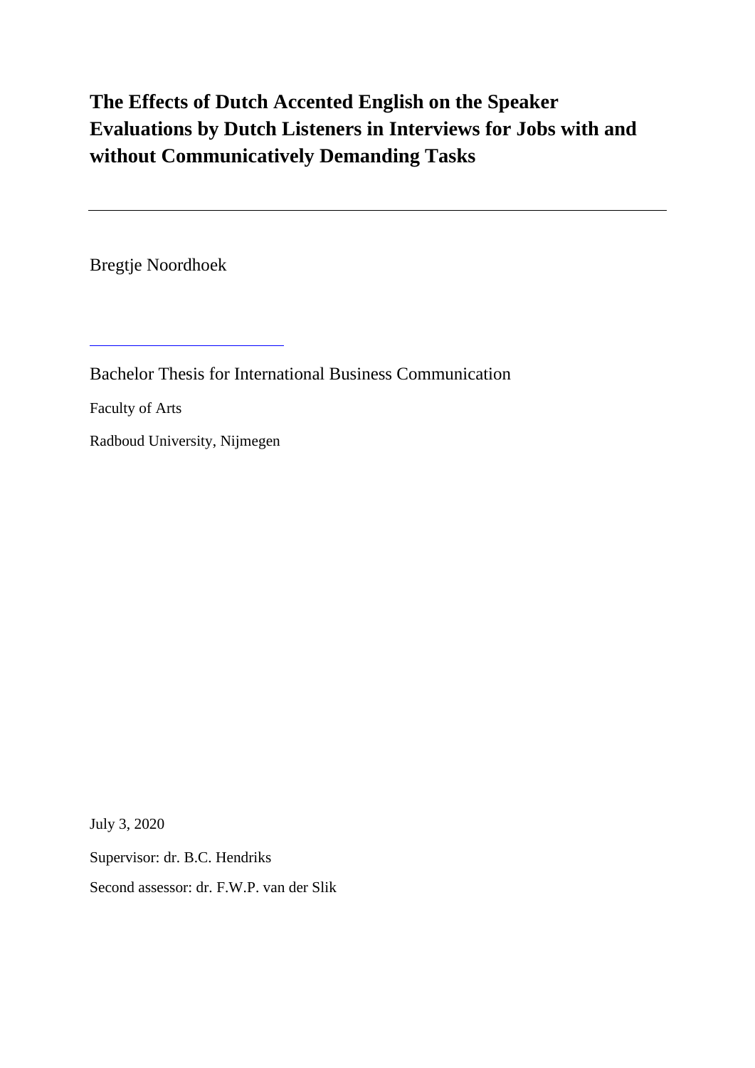# The Effects of Dutch Accented English on the Speaker Evaluations by Dutch Listeners in Interviews for Jobs with and without Communicatively Demanding Tasks

---

Bregtje Noordhoek

---

Bachelor Thesis for International Business Communication

Faculty of Arts

Radboud University, Nijmegen

July 3, 2020

Supervisor: dr. B.C. Hendriks

Second assessor: dr. F.W.P. van der Slik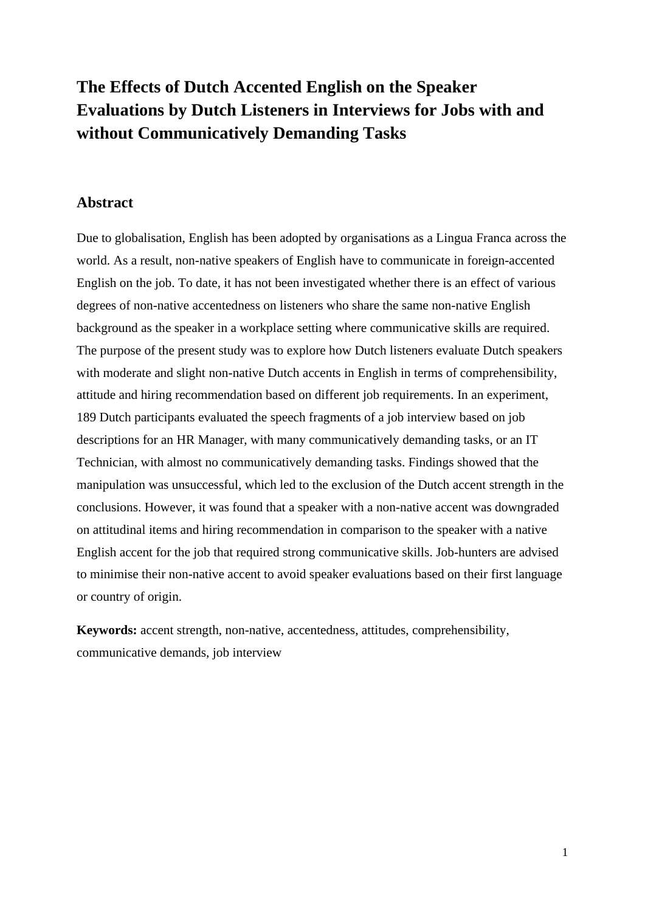# The Effects of Dutch Accented English on the Speaker Evaluations by Dutch Listeners in Interviews for Jobs with and without Communicatively Demanding Tasks

## Abstract

Due to globalisation, English has been adopted by organisations as a Lingua Franca across the world. As a result, non-native speakers of English have to communicate in foreign-accented English on the job. To date, it has not been investigated whether there is an effect of various degrees of non-native accentedness on listeners who share the same non-native English background as the speaker in a workplace setting where communicative skills are required. The purpose of the present study was to explore how Dutch listeners evaluate Dutch speakers with moderate and slight non-native Dutch accents in English in terms of comprehensibility, attitude and hiring recommendation based on different job requirements. In an experiment, 189 Dutch participants evaluated the speech fragments of a job interview based on job descriptions for an HR Manager, with many communicatively demanding tasks, or an IT Technician, with almost no communicatively demanding tasks. Findings showed that the manipulation was unsuccessful, which led to the exclusion of the Dutch accent strength in the conclusions. However, it was found that a speaker with a non-native accent was downgraded on attitudinal items and hiring recommendation in comparison to the speaker with a native English accent for the job that required strong communicative skills. Job-hunters are advised to minimise their non-native accent to avoid speaker evaluations based on their first language or country of origin.

**Keywords:** accent strength, non-native, accentedness, attitudes, comprehensibility, communicative demands, job interview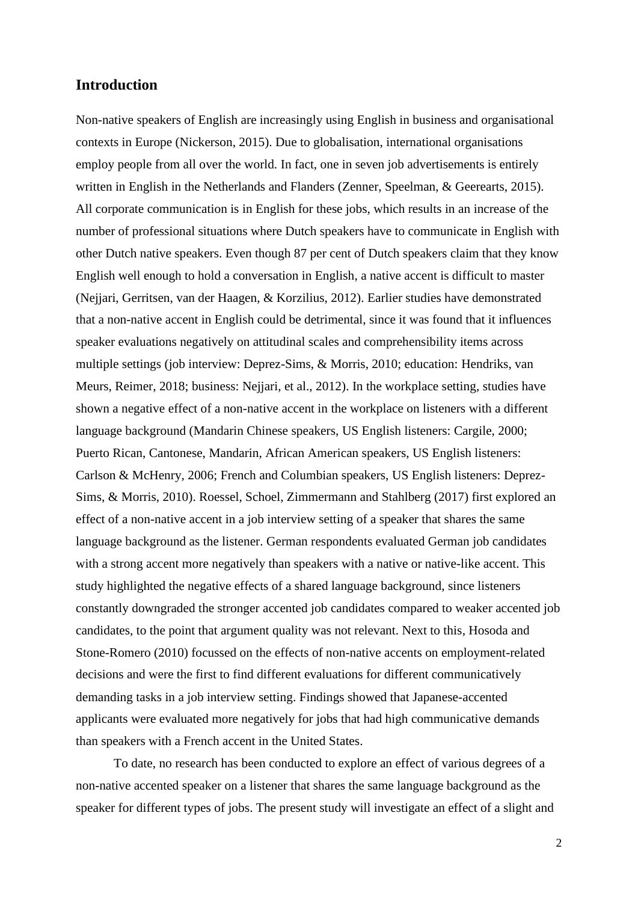## Introduction

Non-native speakers of English are increasingly using English in business and organisational contexts in Europe (Nickerson, 2015). Due to globalisation, international organisations employ people from all over the world. In fact, one in seven job advertisements is entirely written in English in the Netherlands and Flanders (Zenner, Speelman, & Geerearts, 2015). All corporate communication is in English for these jobs, which results in an increase of the number of professional situations where Dutch speakers have to communicate in English with other Dutch native speakers. Even though 87 per cent of Dutch speakers claim that they know English well enough to hold a conversation in English, a native accent is difficult to master (Nejjari, Gerritsen, van der Haagen, & Korzilius, 2012). Earlier studies have demonstrated that a non-native accent in English could be detrimental, since it was found that it influences speaker evaluations negatively on attitudinal scales and comprehensibility items across multiple settings (job interview: Deprez-Sims, & Morris, 2010; education: Hendriks, van Meurs, Reimer, 2018; business: Nejjari, et al., 2012). In the workplace setting, studies have shown a negative effect of a non-native accent in the workplace on listeners with a different language background (Mandarin Chinese speakers, US English listeners: Cargile, 2000; Puerto Rican, Cantonese, Mandarin, African American speakers, US English listeners: Carlson & McHenry, 2006; French and Columbian speakers, US English listeners: Deprez-Sims, & Morris, 2010). Roessel, Schoel, Zimmermann and Stahlberg (2017) first explored an effect of a non-native accent in a job interview setting of a speaker that shares the same language background as the listener. German respondents evaluated German job candidates with a strong accent more negatively than speakers with a native or native-like accent. This study highlighted the negative effects of a shared language background, since listeners constantly downgraded the stronger accented job candidates compared to weaker accented job candidates, to the point that argument quality was not relevant. Next to this, Hosoda and Stone-Romero (2010) focussed on the effects of non-native accents on employment-related decisions and were the first to find different evaluations for different communicatively demanding tasks in a job interview setting. Findings showed that Japanese-accented applicants were evaluated more negatively for jobs that had high communicative demands than speakers with a French accent in the United States.

To date, no research has been conducted to explore an effect of various degrees of a non-native accented speaker on a listener that shares the same language background as the speaker for different types of jobs. The present study will investigate an effect of a slight and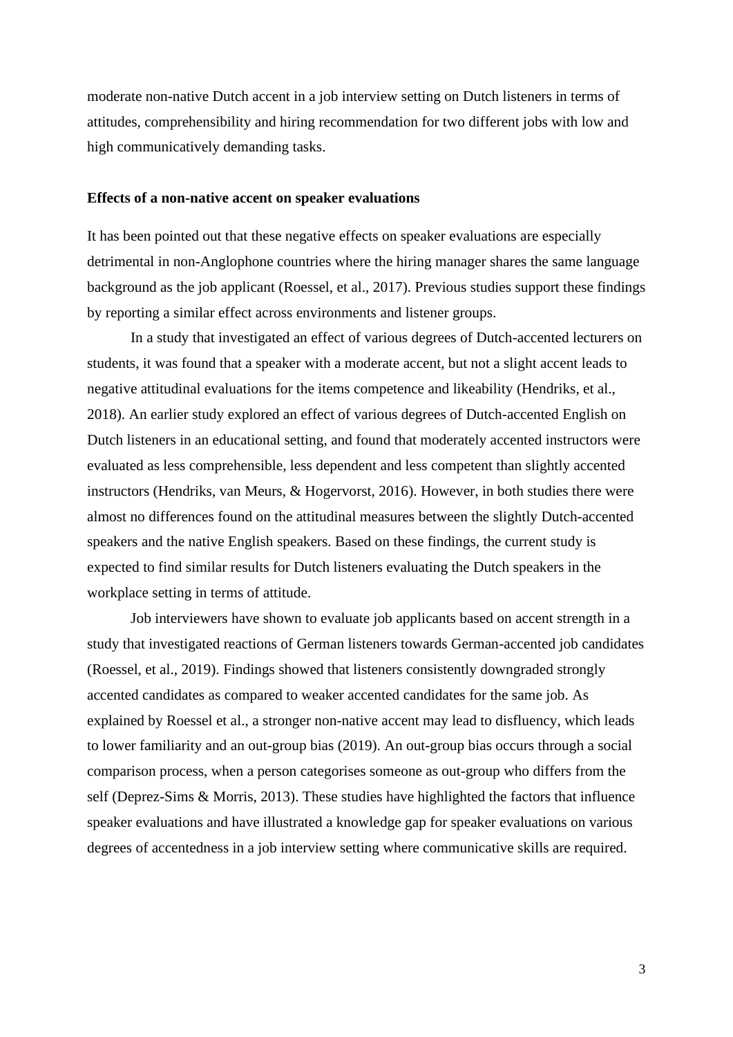moderate non-native Dutch accent in a job interview setting on Dutch listeners in terms of attitudes, comprehensibility and hiring recommendation for two different jobs with low and high communicatively demanding tasks.

### Effects of a non-native accent on speaker evaluations

It has been pointed out that these negative effects on speaker evaluations are especially detrimental in non-Anglophone countries where the hiring manager shares the same language background as the job applicant (Roessel, et al., 2017). Previous studies support these findings by reporting a similar effect across environments and listener groups.

In a study that investigated an effect of various degrees of Dutch-accented lecturers on students, it was found that a speaker with a moderate accent, but not a slight accent leads to negative attitudinal evaluations for the items competence and likeability (Hendriks, et al., 2018). An earlier study explored an effect of various degrees of Dutch-accented English on Dutch listeners in an educational setting, and found that moderately accented instructors were evaluated as less comprehensible, less dependent and less competent than slightly accented instructors (Hendriks, van Meurs, & Hogervorst, 2016). However, in both studies there were almost no differences found on the attitudinal measures between the slightly Dutch-accented speakers and the native English speakers. Based on these findings, the current study is expected to find similar results for Dutch listeners evaluating the Dutch speakers in the workplace setting in terms of attitude.

Job interviewers have shown to evaluate job applicants based on accent strength in a study that investigated reactions of German listeners towards German-accented job candidates (Roessel, et al., 2019). Findings showed that listeners consistently downgraded strongly accented candidates as compared to weaker accented candidates for the same job. As explained by Roessel et al., a stronger non-native accent may lead to disfluency, which leads to lower familiarity and an out-group bias (2019). An out-group bias occurs through a social comparison process, when a person categorises someone as out-group who differs from the self (Deprez-Sims & Morris, 2013). These studies have highlighted the factors that influence speaker evaluations and have illustrated a knowledge gap for speaker evaluations on various degrees of accentedness in a job interview setting where communicative skills are required.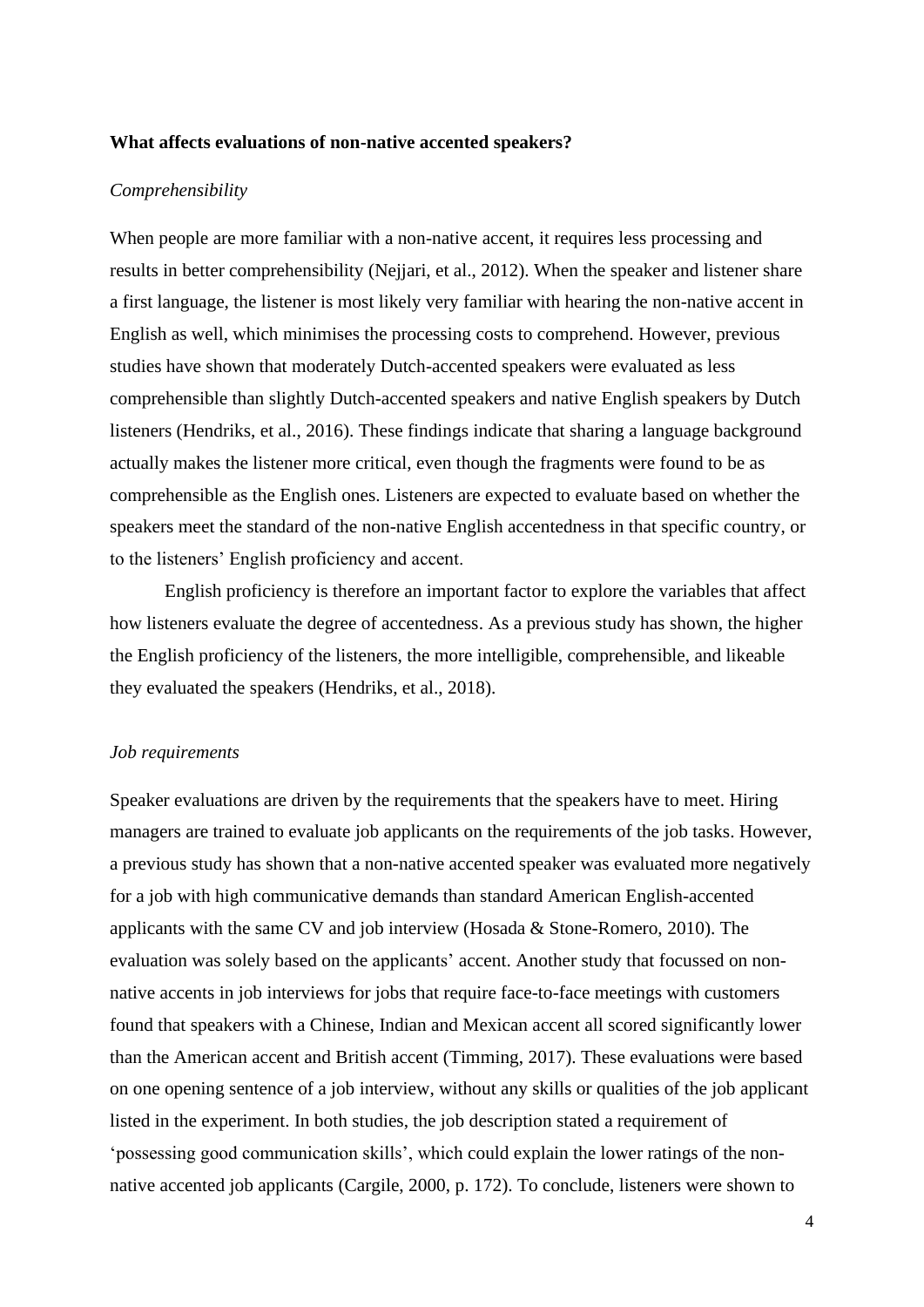**What affects evaluations of non-native accented speakers?**

*Comprehensibility*

When people are more familiar with a non-native accent, it requires less processing and results in better comprehensibility (Nejjari, et al., 2012). When the speaker and listener share a first language, the listener is most likely very familiar with hearing the non-native accent in English as well, which minimises the processing costs to comprehend. However, previous studies have shown that moderately Dutch-accented speakers were evaluated as less comprehensible than slightly Dutch-accented speakers and native English speakers by Dutch listeners (Hendriks, et al., 2016). These findings indicate that sharing a language background actually makes the listener more critical, even though the fragments were found to be as comprehensible as the English ones. Listeners are expected to evaluate based on whether the speakers meet the standard of the non-native English accentedness in that specific country, or to the listeners' English proficiency and accent.

English proficiency is therefore an important factor to explore the variables that affect how listeners evaluate the degree of accentedness. As a previous study has shown, the higher the English proficiency of the listeners, the more intelligible, comprehensible, and likeable they evaluated the speakers (Hendriks, et al., 2018).

*Job requirements*

Speaker evaluations are driven by the requirements that the speakers have to meet. Hiring managers are trained to evaluate job applicants on the requirements of the job tasks. However, a previous study has shown that a non-native accented speaker was evaluated more negatively for a job with high communicative demands than standard American English-accented applicants with the same CV and job interview (Hosada & Stone-Romero, 2010). The evaluation was solely based on the applicants' accent. Another study that focussed on non-native accents in job interviews for jobs that require face-to-face meetings with customers found that speakers with a Chinese, Indian and Mexican accent all scored significantly lower than the American accent and British accent (Timming, 2017). These evaluations were based on one opening sentence of a job interview, without any skills or qualities of the job applicant listed in the experiment. In both studies, the job description stated a requirement of 'possessing good communication skills', which could explain the lower ratings of the non-native accented job applicants (Cargile, 2000, p. 172). To conclude, listeners were shown to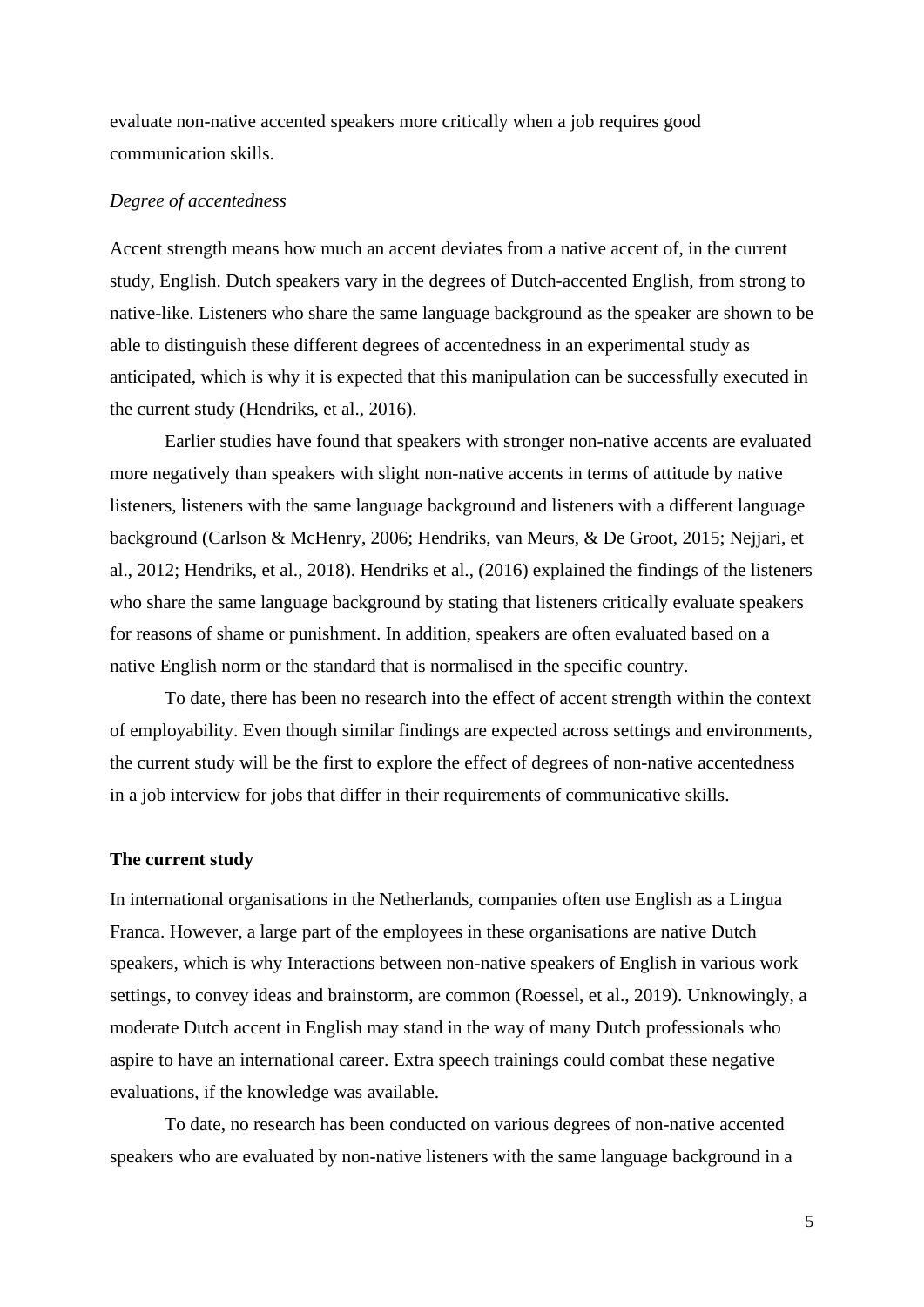evaluate non-native accented speakers more critically when a job requires good communication skills.

*Degree of accentedness*

Accent strength means how much an accent deviates from a native accent of, in the current study, English. Dutch speakers vary in the degrees of Dutch-accented English, from strong to native-like. Listeners who share the same language background as the speaker are shown to be able to distinguish these different degrees of accentedness in an experimental study as anticipated, which is why it is expected that this manipulation can be successfully executed in the current study (Hendriks, et al., 2016).

Earlier studies have found that speakers with stronger non-native accents are evaluated more negatively than speakers with slight non-native accents in terms of attitude by native listeners, listeners with the same language background and listeners with a different language background (Carlson & McHenry, 2006; Hendriks, van Meurs, & De Groot, 2015; Nejjari, et al., 2012; Hendriks, et al., 2018). Hendriks et al., (2016) explained the findings of the listeners who share the same language background by stating that listeners critically evaluate speakers for reasons of shame or punishment. In addition, speakers are often evaluated based on a native English norm or the standard that is normalised in the specific country.

To date, there has been no research into the effect of accent strength within the context of employability. Even though similar findings are expected across settings and environments, the current study will be the first to explore the effect of degrees of non-native accentedness in a job interview for jobs that differ in their requirements of communicative skills.

## The current study

In international organisations in the Netherlands, companies often use English as a Lingua Franca. However, a large part of the employees in these organisations are native Dutch speakers, which is why Interactions between non-native speakers of English in various work settings, to convey ideas and brainstorm, are common (Roessel, et al., 2019). Unknowingly, a moderate Dutch accent in English may stand in the way of many Dutch professionals who aspire to have an international career. Extra speech trainings could combat these negative evaluations, if the knowledge was available.

To date, no research has been conducted on various degrees of non-native accented speakers who are evaluated by non-native listeners with the same language background in a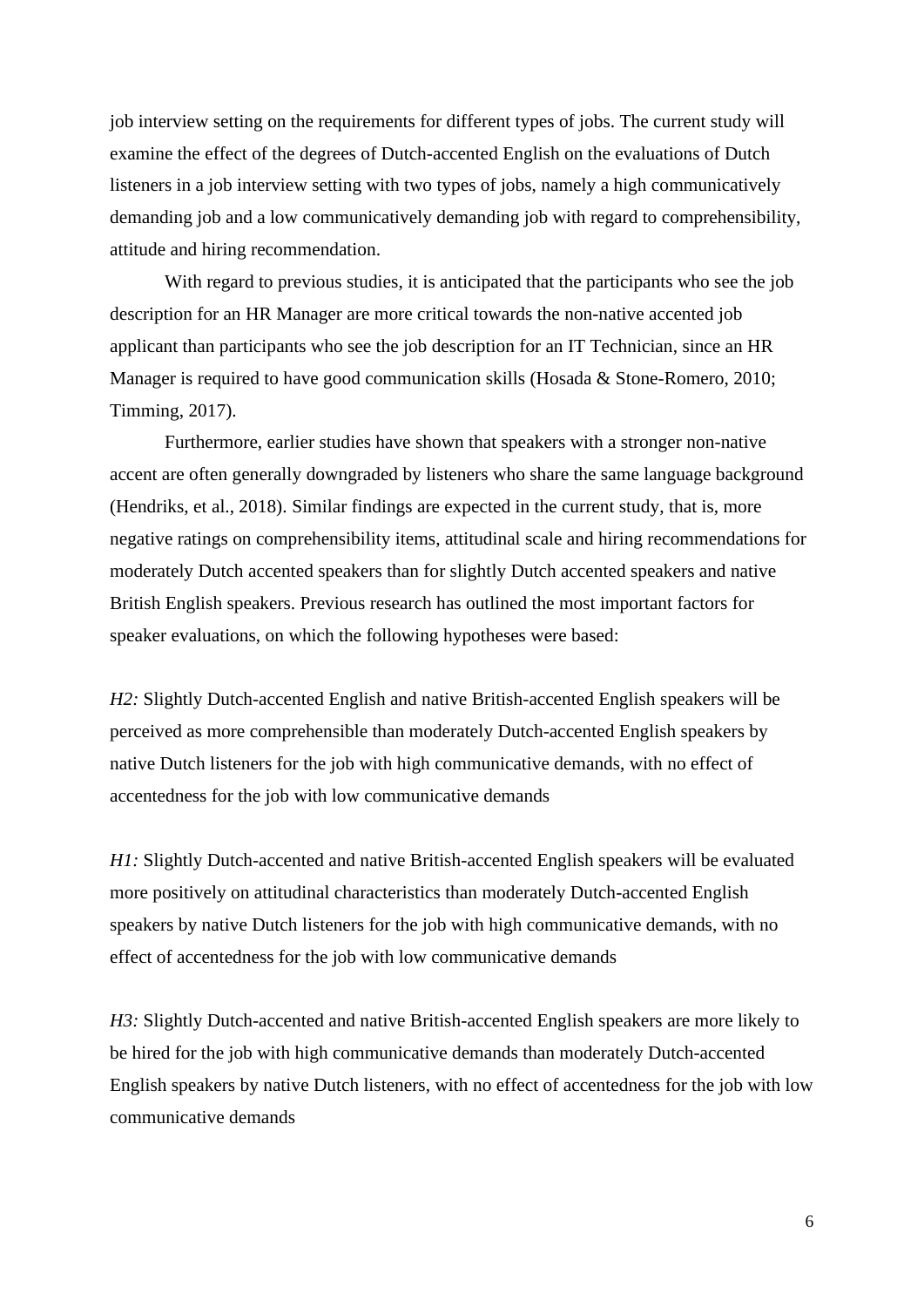job interview setting on the requirements for different types of jobs. The current study will examine the effect of the degrees of Dutch-accented English on the evaluations of Dutch listeners in a job interview setting with two types of jobs, namely a high communicatively demanding job and a low communicatively demanding job with regard to comprehensibility, attitude and hiring recommendation.

With regard to previous studies, it is anticipated that the participants who see the job description for an HR Manager are more critical towards the non-native accented job applicant than participants who see the job description for an IT Technician, since an HR Manager is required to have good communication skills (Hosada & Stone-Romero, 2010; Timming, 2017).

Furthermore, earlier studies have shown that speakers with a stronger non-native accent are often generally downgraded by listeners who share the same language background (Hendriks, et al., 2018). Similar findings are expected in the current study, that is, more negative ratings on comprehensibility items, attitudinal scale and hiring recommendations for moderately Dutch accented speakers than for slightly Dutch accented speakers and native British English speakers. Previous research has outlined the most important factors for speaker evaluations, on which the following hypotheses were based:

*H2:* Slightly Dutch-accented English and native British-accented English speakers will be perceived as more comprehensible than moderately Dutch-accented English speakers by native Dutch listeners for the job with high communicative demands, with no effect of accentedness for the job with low communicative demands

*H1:* Slightly Dutch-accented and native British-accented English speakers will be evaluated more positively on attitudinal characteristics than moderately Dutch-accented English speakers by native Dutch listeners for the job with high communicative demands, with no effect of accentedness for the job with low communicative demands

*H3:* Slightly Dutch-accented and native British-accented English speakers are more likely to be hired for the job with high communicative demands than moderately Dutch-accented English speakers by native Dutch listeners, with no effect of accentedness for the job with low communicative demands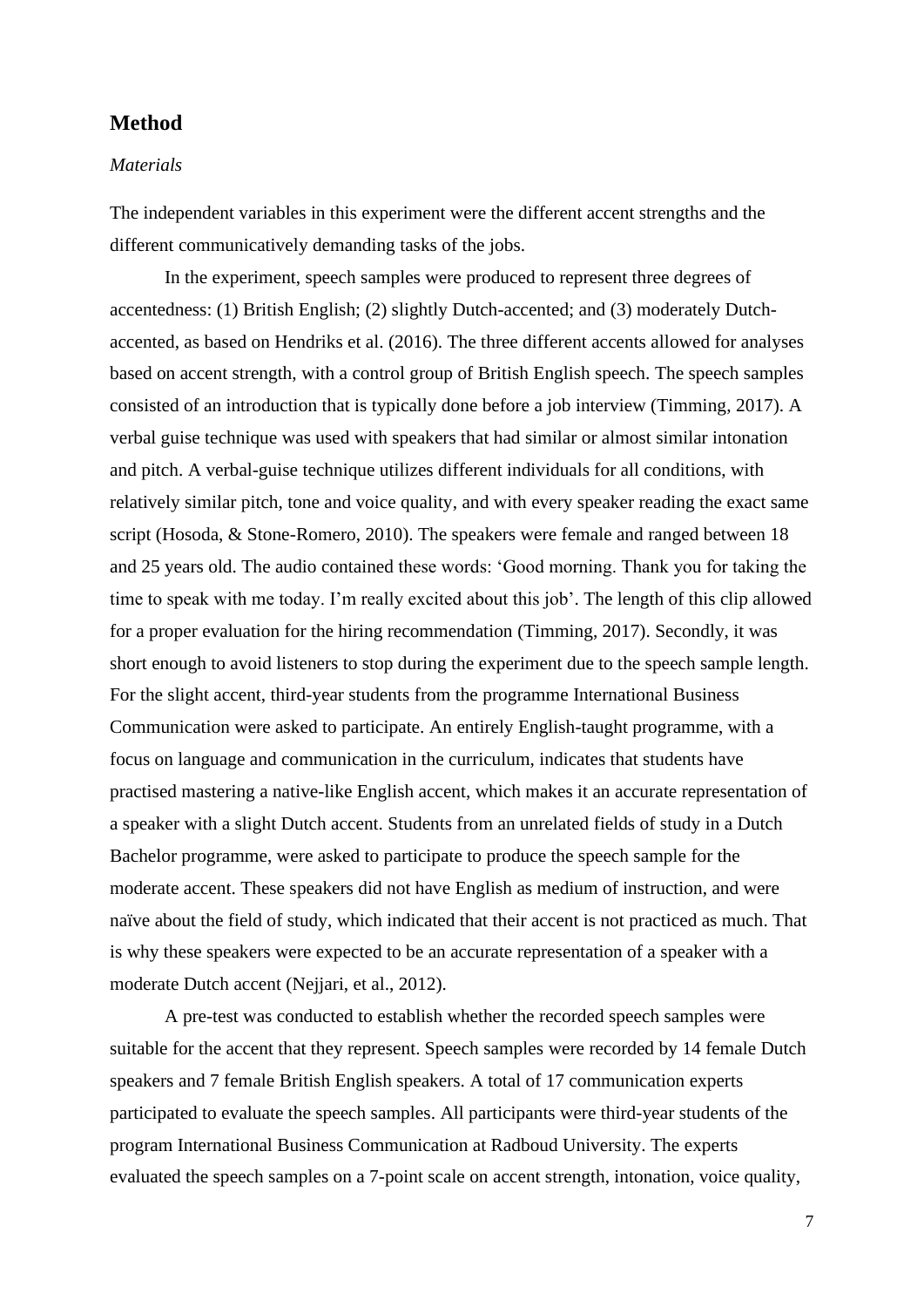## Method

### *Materials*

The independent variables in this experiment were the different accent strengths and the different communicatively demanding tasks of the jobs.

In the experiment, speech samples were produced to represent three degrees of accentedness: (1) British English; (2) slightly Dutch-accented; and (3) moderately Dutch-accented, as based on Hendriks et al. (2016). The three different accents allowed for analyses based on accent strength, with a control group of British English speech. The speech samples consisted of an introduction that is typically done before a job interview (Timming, 2017). A verbal guise technique was used with speakers that had similar or almost similar intonation and pitch. A verbal-guise technique utilizes different individuals for all conditions, with relatively similar pitch, tone and voice quality, and with every speaker reading the exact same script (Hosoda, & Stone-Romero, 2010). The speakers were female and ranged between 18 and 25 years old. The audio contained these words: 'Good morning. Thank you for taking the time to speak with me today. I'm really excited about this job'. The length of this clip allowed for a proper evaluation for the hiring recommendation (Timming, 2017). Secondly, it was short enough to avoid listeners to stop during the experiment due to the speech sample length. For the slight accent, third-year students from the programme International Business Communication were asked to participate. An entirely English-taught programme, with a focus on language and communication in the curriculum, indicates that students have practised mastering a native-like English accent, which makes it an accurate representation of a speaker with a slight Dutch accent. Students from an unrelated fields of study in a Dutch Bachelor programme, were asked to participate to produce the speech sample for the moderate accent. These speakers did not have English as medium of instruction, and were naïve about the field of study, which indicated that their accent is not practiced as much. That is why these speakers were expected to be an accurate representation of a speaker with a moderate Dutch accent (Nejjari, et al., 2012).

A pre-test was conducted to establish whether the recorded speech samples were suitable for the accent that they represent. Speech samples were recorded by 14 female Dutch speakers and 7 female British English speakers. A total of 17 communication experts participated to evaluate the speech samples. All participants were third-year students of the program International Business Communication at Radboud University. The experts evaluated the speech samples on a 7-point scale on accent strength, intonation, voice quality,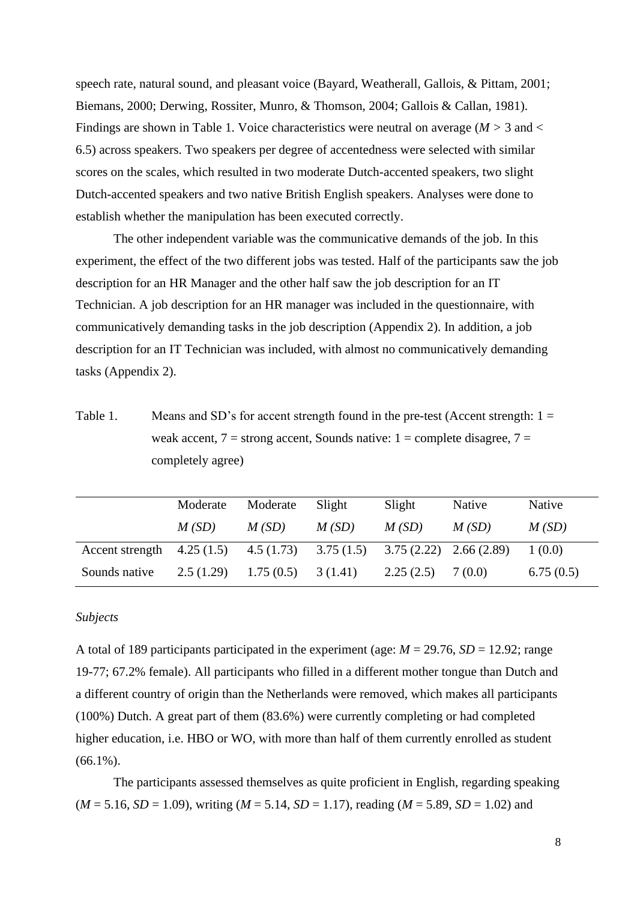speech rate, natural sound, and pleasant voice (Bayard, Weatherall, Gallois, & Pittam, 2001; Biemans, 2000; Derwing, Rossiter, Munro, & Thomson, 2004; Gallois & Callan, 1981). Findings are shown in Table 1. Voice characteristics were neutral on average ($M > 3$ and $< 6.5$) across speakers. Two speakers per degree of accentedness were selected with similar scores on the scales, which resulted in two moderate Dutch-accented speakers, two slight Dutch-accented speakers and two native British English speakers. Analyses were done to establish whether the manipulation has been executed correctly.

The other independent variable was the communicative demands of the job. In this experiment, the effect of the two different jobs was tested. Half of the participants saw the job description for an HR Manager and the other half saw the job description for an IT Technician. A job description for an HR manager was included in the questionnaire, with communicatively demanding tasks in the job description (Appendix 2). In addition, a job description for an IT Technician was included, with almost no communicatively demanding tasks (Appendix 2).

Table 1. Means and SD's for accent strength found in the pre-test (Accent strength: 1 = weak accent, 7 = strong accent, Sounds native: 1 = complete disagree, 7 = completely agree)

| | Moderate *M (SD)* | Moderate *M (SD)* | Slight *M (SD)* | Slight *M (SD)* | Native *M (SD)* | Native *M (SD)* |
|---|---|---|---|---|---|---|
| Accent strength | 4.25 (1.5) | 4.5 (1.73) | 3.75 (1.5) | 3.75 (2.22) | 2.66 (2.89) | 1 (0.0) |
| Sounds native | 2.5 (1.29) | 1.75 (0.5) | 3 (1.41) | 2.25 (2.5) | 7 (0.0) | 6.75 (0.5) |

*Subjects*

A total of 189 participants participated in the experiment (age: $M = 29.76$, $SD = 12.92$; range 19-77; 67.2% female). All participants who filled in a different mother tongue than Dutch and a different country of origin than the Netherlands were removed, which makes all participants (100%) Dutch. A great part of them (83.6%) were currently completing or had completed higher education, i.e. HBO or WO, with more than half of them currently enrolled as student (66.1%).

The participants assessed themselves as quite proficient in English, regarding speaking ($M = 5.16$, $SD = 1.09$), writing ($M = 5.14$, $SD = 1.17$), reading ($M = 5.89$, $SD = 1.02$) and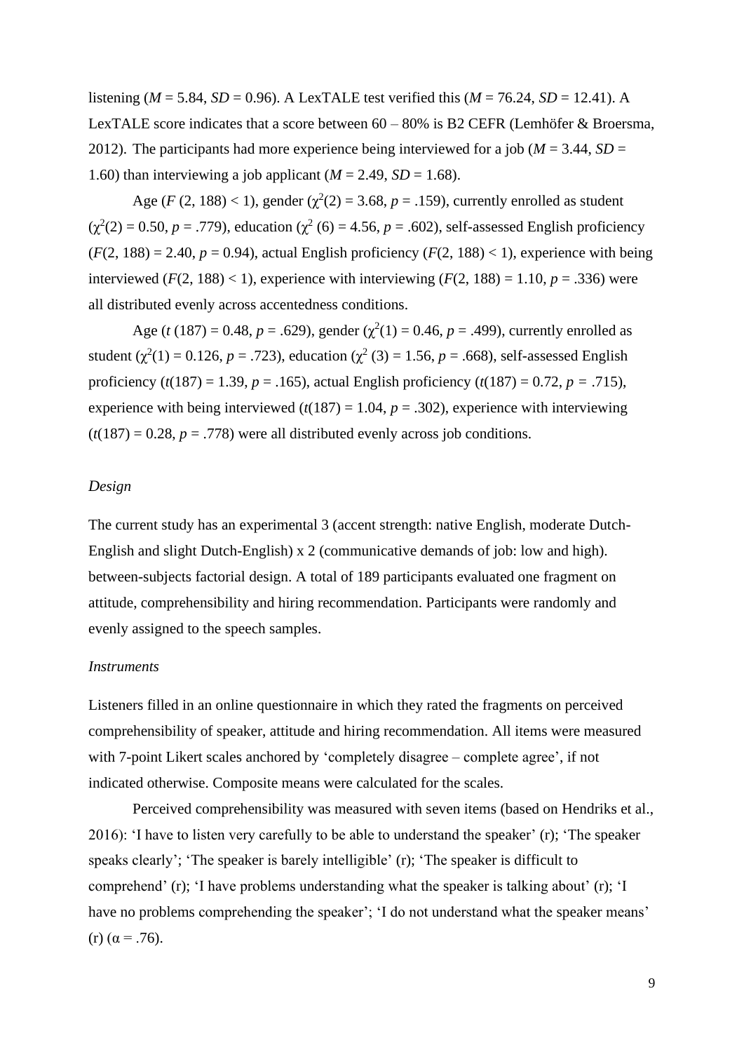listening ($M$ = 5.84, $SD$ = 0.96). A LexTALE test verified this ($M$ = 76.24, $SD$ = 12.41). A LexTALE score indicates that a score between 60 – 80% is B2 CEFR (Lemhöfer & Broersma, 2012). The participants had more experience being interviewed for a job ($M$ = 3.44, $SD$ = 1.60) than interviewing a job applicant ($M$ = 2.49, $SD$ = 1.68).

Age ($F$ (2, 188) < 1), gender ($\chi^2(2)$ = 3.68, $p$ = .159), currently enrolled as student ($\chi^2(2)$ = 0.50, $p$ = .779), education ($\chi^2$ (6) = 4.56, $p$ = .602), self-assessed English proficiency ($F$(2, 188) = 2.40, $p$ = 0.94), actual English proficiency ($F$(2, 188) < 1), experience with being interviewed ($F$(2, 188) < 1), experience with interviewing ($F$(2, 188) = 1.10, $p$ = .336) were all distributed evenly across accentedness conditions.

Age ($t$ (187) = 0.48, $p$ = .629), gender ($\chi^2(1)$ = 0.46, $p$ = .499), currently enrolled as student ($\chi^2(1)$ = 0.126, $p$ = .723), education ($\chi^2$ (3) = 1.56, $p$ = .668), self-assessed English proficiency ($t$(187) = 1.39, $p$ = .165), actual English proficiency ($t$(187) = 0.72, $p$ = .715), experience with being interviewed ($t$(187) = 1.04, $p$ = .302), experience with interviewing ($t$(187) = 0.28, $p$ = .778) were all distributed evenly across job conditions.

*Design*

The current study has an experimental 3 (accent strength: native English, moderate Dutch-English and slight Dutch-English) x 2 (communicative demands of job: low and high). between-subjects factorial design. A total of 189 participants evaluated one fragment on attitude, comprehensibility and hiring recommendation. Participants were randomly and evenly assigned to the speech samples.

*Instruments*

Listeners filled in an online questionnaire in which they rated the fragments on perceived comprehensibility of speaker, attitude and hiring recommendation. All items were measured with 7-point Likert scales anchored by 'completely disagree – complete agree', if not indicated otherwise. Composite means were calculated for the scales.

Perceived comprehensibility was measured with seven items (based on Hendriks et al., 2016): 'I have to listen very carefully to be able to understand the speaker' (r); 'The speaker speaks clearly'; 'The speaker is barely intelligible' (r); 'The speaker is difficult to comprehend' (r); 'I have problems understanding what the speaker is talking about' (r); 'I have no problems comprehending the speaker'; 'I do not understand what the speaker means' (r) ($\alpha$ = .76).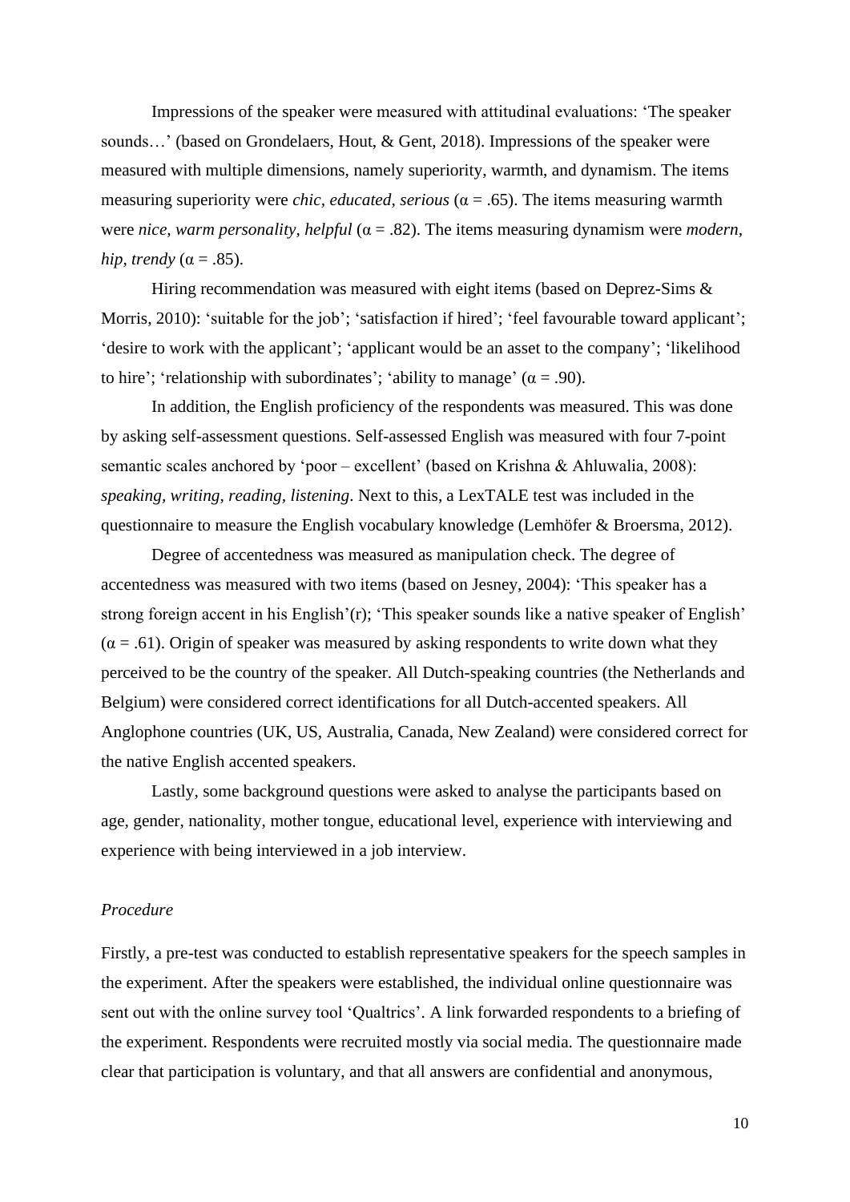Impressions of the speaker were measured with attitudinal evaluations: 'The speaker sounds…' (based on Grondelaers, Hout, & Gent, 2018). Impressions of the speaker were measured with multiple dimensions, namely superiority, warmth, and dynamism. The items measuring superiority were *chic, educated, serious* ($\alpha = .65$). The items measuring warmth were *nice, warm personality, helpful* ($\alpha = .82$). The items measuring dynamism were *modern, hip, trendy* ($\alpha = .85$).

Hiring recommendation was measured with eight items (based on Deprez-Sims & Morris, 2010): 'suitable for the job'; 'satisfaction if hired'; 'feel favourable toward applicant'; 'desire to work with the applicant'; 'applicant would be an asset to the company'; 'likelihood to hire'; 'relationship with subordinates'; 'ability to manage' ($\alpha = .90$).

In addition, the English proficiency of the respondents was measured. This was done by asking self-assessment questions. Self-assessed English was measured with four 7-point semantic scales anchored by 'poor – excellent' (based on Krishna & Ahluwalia, 2008): *speaking, writing, reading, listening*. Next to this, a LexTALE test was included in the questionnaire to measure the English vocabulary knowledge (Lemhöfer & Broersma, 2012).

Degree of accentedness was measured as manipulation check. The degree of accentedness was measured with two items (based on Jesney, 2004): 'This speaker has a strong foreign accent in his English'(r); 'This speaker sounds like a native speaker of English' ($\alpha = .61$). Origin of speaker was measured by asking respondents to write down what they perceived to be the country of the speaker. All Dutch-speaking countries (the Netherlands and Belgium) were considered correct identifications for all Dutch-accented speakers. All Anglophone countries (UK, US, Australia, Canada, New Zealand) were considered correct for the native English accented speakers.

Lastly, some background questions were asked to analyse the participants based on age, gender, nationality, mother tongue, educational level, experience with interviewing and experience with being interviewed in a job interview.

*Procedure*

Firstly, a pre-test was conducted to establish representative speakers for the speech samples in the experiment. After the speakers were established, the individual online questionnaire was sent out with the online survey tool 'Qualtrics'. A link forwarded respondents to a briefing of the experiment. Respondents were recruited mostly via social media. The questionnaire made clear that participation is voluntary, and that all answers are confidential and anonymous,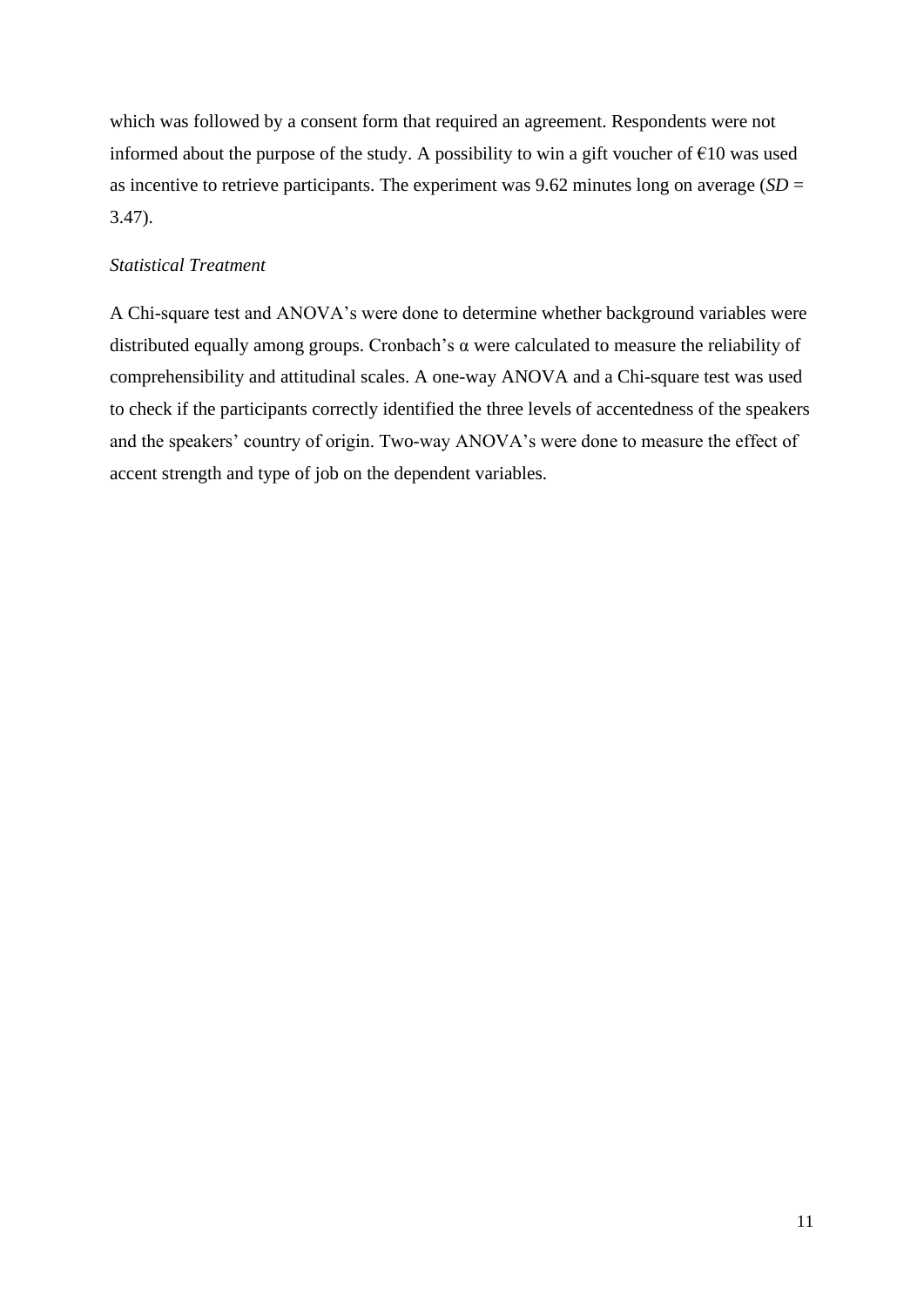which was followed by a consent form that required an agreement. Respondents were not informed about the purpose of the study. A possibility to win a gift voucher of €10 was used as incentive to retrieve participants. The experiment was 9.62 minutes long on average ($SD$ = 3.47).

*Statistical Treatment*

A Chi-square test and ANOVA's were done to determine whether background variables were distributed equally among groups. Cronbach's α were calculated to measure the reliability of comprehensibility and attitudinal scales. A one-way ANOVA and a Chi-square test was used to check if the participants correctly identified the three levels of accentedness of the speakers and the speakers' country of origin. Two-way ANOVA's were done to measure the effect of accent strength and type of job on the dependent variables.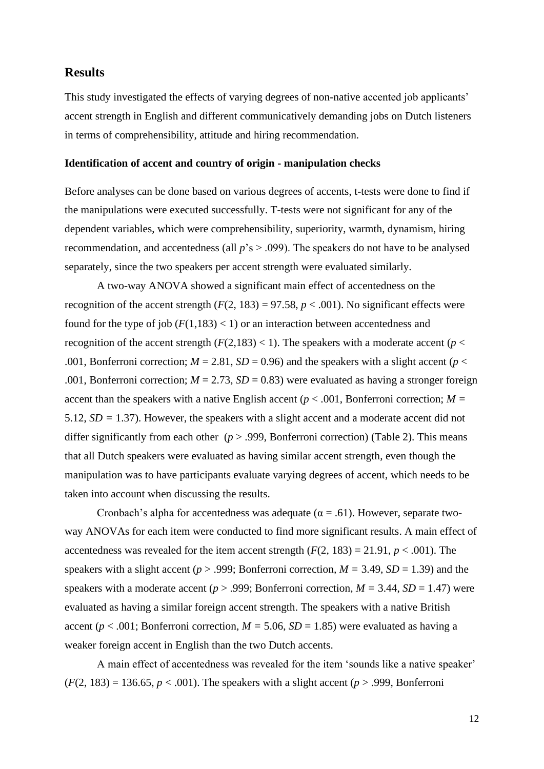## Results

This study investigated the effects of varying degrees of non-native accented job applicants' accent strength in English and different communicatively demanding jobs on Dutch listeners in terms of comprehensibility, attitude and hiring recommendation.

### Identification of accent and country of origin - manipulation checks

Before analyses can be done based on various degrees of accents, t-tests were done to find if the manipulations were executed successfully. T-tests were not significant for any of the dependent variables, which were comprehensibility, superiority, warmth, dynamism, hiring recommendation, and accentedness (all *p*'s > .099). The speakers do not have to be analysed separately, since the two speakers per accent strength were evaluated similarly.

A two-way ANOVA showed a significant main effect of accentedness on the recognition of the accent strength ($F(2, 183) = 97.58$, $p < .001$). No significant effects were found for the type of job ($F(1,183) < 1$) or an interaction between accentedness and recognition of the accent strength ($F(2,183) < 1$). The speakers with a moderate accent ($p < .001$, Bonferroni correction; $M = 2.81$, $SD = 0.96$) and the speakers with a slight accent ($p < .001$, Bonferroni correction; $M = 2.73$, $SD = 0.83$) were evaluated as having a stronger foreign accent than the speakers with a native English accent ($p < .001$, Bonferroni correction; $M = 5.12$, $SD = 1.37$). However, the speakers with a slight accent and a moderate accent did not differ significantly from each other ($p > .999$, Bonferroni correction) (Table 2). This means that all Dutch speakers were evaluated as having similar accent strength, even though the manipulation was to have participants evaluate varying degrees of accent, which needs to be taken into account when discussing the results.

Cronbach's alpha for accentedness was adequate ($\alpha = .61$). However, separate two-way ANOVAs for each item were conducted to find more significant results. A main effect of accentedness was revealed for the item accent strength ($F(2, 183) = 21.91$, $p < .001$). The speakers with a slight accent ($p > .999$; Bonferroni correction, $M = 3.49$, $SD = 1.39$) and the speakers with a moderate accent ($p > .999$; Bonferroni correction, $M = 3.44$, $SD = 1.47$) were evaluated as having a similar foreign accent strength. The speakers with a native British accent ($p < .001$; Bonferroni correction, $M = 5.06$, $SD = 1.85$) were evaluated as having a weaker foreign accent in English than the two Dutch accents.

A main effect of accentedness was revealed for the item 'sounds like a native speaker' ($F(2, 183) = 136.65$, $p < .001$). The speakers with a slight accent ($p > .999$, Bonferroni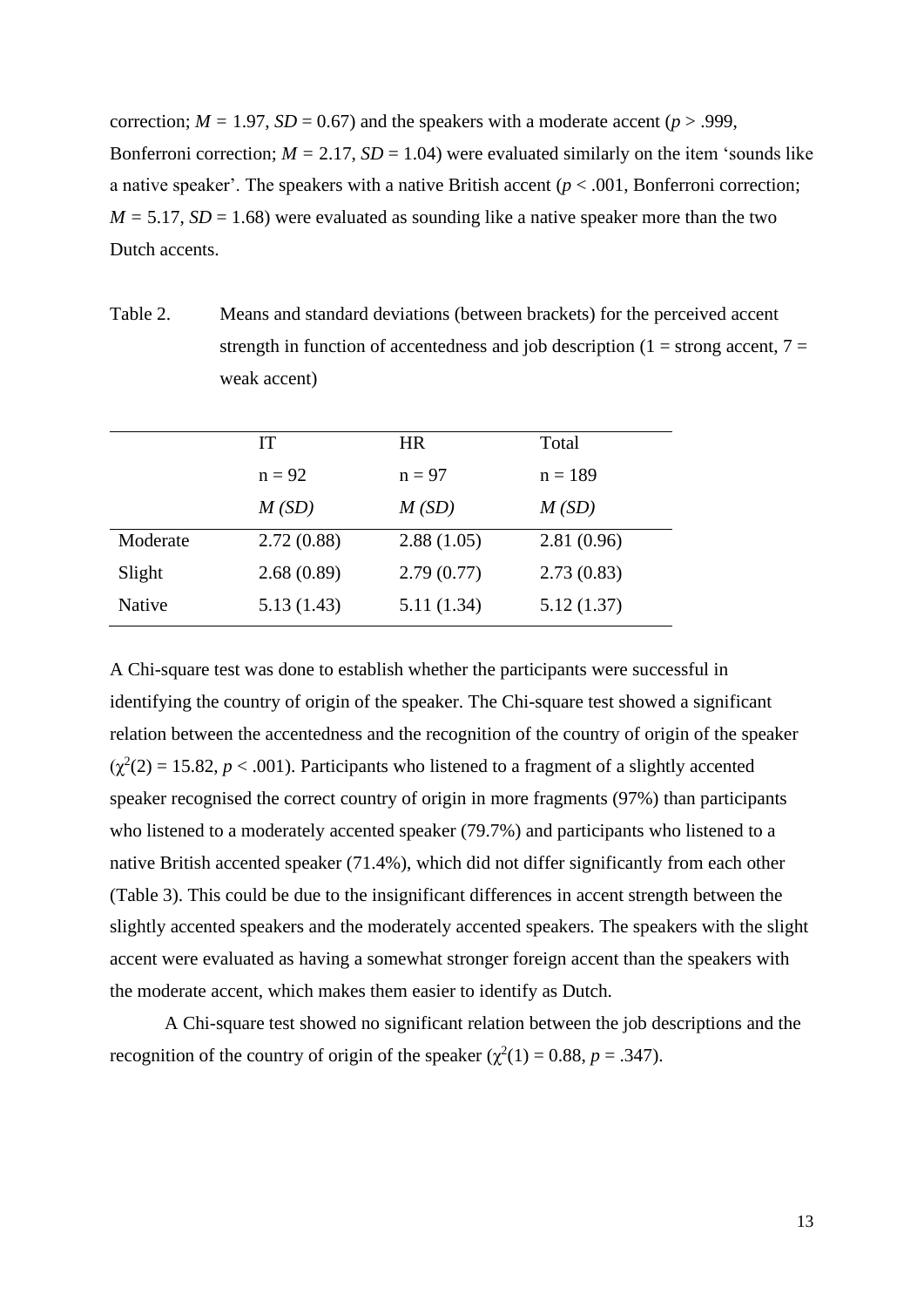correction; $M = 1.97$, $SD = 0.67$) and the speakers with a moderate accent ($p > .999$, Bonferroni correction; $M = 2.17$, $SD = 1.04$) were evaluated similarly on the item 'sounds like a native speaker'. The speakers with a native British accent ($p < .001$, Bonferroni correction; $M = 5.17$, $SD = 1.68$) were evaluated as sounding like a native speaker more than the two Dutch accents.

Table 2. Means and standard deviations (between brackets) for the perceived accent strength in function of accentedness and job description (1 = strong accent, 7 = weak accent)

| | IT n = 92 *M (SD)* | HR n = 97 *M (SD)* | Total n = 189 *M (SD)* |
|---|---|---|---|
| Moderate | 2.72 (0.88) | 2.88 (1.05) | 2.81 (0.96) |
| Slight | 2.68 (0.89) | 2.79 (0.77) | 2.73 (0.83) |
| Native | 5.13 (1.43) | 5.11 (1.34) | 5.12 (1.37) |

A Chi-square test was done to establish whether the participants were successful in identifying the country of origin of the speaker. The Chi-square test showed a significant relation between the accentedness and the recognition of the country of origin of the speaker ($\chi^2(2) = 15.82$, $p < .001$). Participants who listened to a fragment of a slightly accented speaker recognised the correct country of origin in more fragments (97%) than participants who listened to a moderately accented speaker (79.7%) and participants who listened to a native British accented speaker (71.4%), which did not differ significantly from each other (Table 3). This could be due to the insignificant differences in accent strength between the slightly accented speakers and the moderately accented speakers. The speakers with the slight accent were evaluated as having a somewhat stronger foreign accent than the speakers with the moderate accent, which makes them easier to identify as Dutch.

A Chi-square test showed no significant relation between the job descriptions and the recognition of the country of origin of the speaker ($\chi^2(1) = 0.88$, $p = .347$).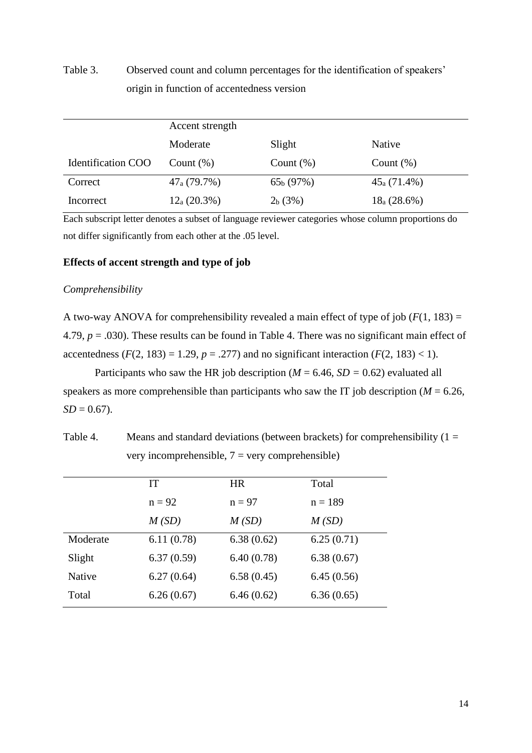Table 3. Observed count and column percentages for the identification of speakers' origin in function of accentedness version

| | Accent strength | | |
|---|---|---|---|
| | Moderate | Slight | Native |
| Identification COO | Count (%) | Count (%) | Count (%) |
| Correct | $47_a$ (79.7%) | $65_b$ (97%) | $45_a$ (71.4%) |
| Incorrect | $12_a$ (20.3%) | $2_b$ (3%) | $18_a$ (28.6%) |

Each subscript letter denotes a subset of language reviewer categories whose column proportions do not differ significantly from each other at the .05 level.

**Effects of accent strength and type of job**

*Comprehensibility*

A two-way ANOVA for comprehensibility revealed a main effect of type of job ($F(1, 183) = 4.79$, $p = .030$). These results can be found in Table 4. There was no significant main effect of accentedness ($F(2, 183) = 1.29$, $p = .277$) and no significant interaction ($F(2, 183) < 1$).

Participants who saw the HR job description ($M = 6.46$, $SD = 0.62$) evaluated all speakers as more comprehensible than participants who saw the IT job description ($M = 6.26$, $SD = 0.67$).

Table 4. Means and standard deviations (between brackets) for comprehensibility (1 = very incomprehensible, 7 = very comprehensible)

| | IT | HR | Total |
|---|---|---|---|
| | n = 92 | n = 97 | n = 189 |
| | *M (SD)* | *M (SD)* | *M (SD)* |
| Moderate | 6.11 (0.78) | 6.38 (0.62) | 6.25 (0.71) |
| Slight | 6.37 (0.59) | 6.40 (0.78) | 6.38 (0.67) |
| Native | 6.27 (0.64) | 6.58 (0.45) | 6.45 (0.56) |
| Total | 6.26 (0.67) | 6.46 (0.62) | 6.36 (0.65) |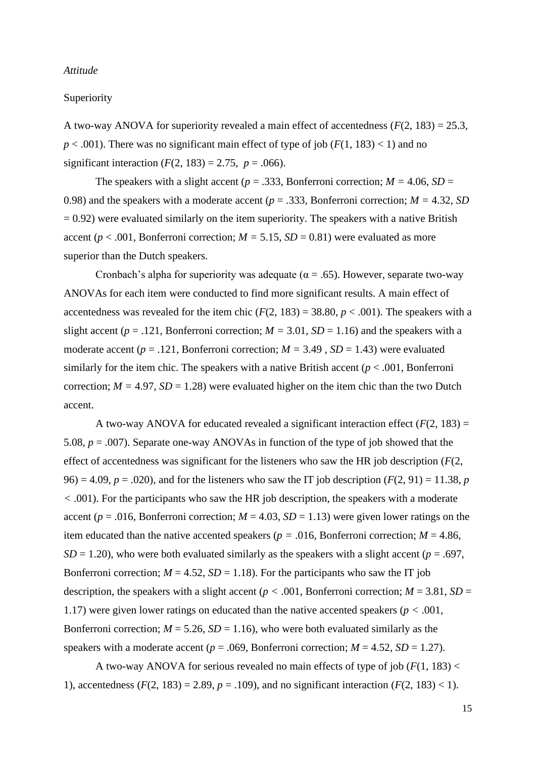*Attitude*

Superiority

A two-way ANOVA for superiority revealed a main effect of accentedness ($F(2, 183) = 25.3$, $p < .001$). There was no significant main effect of type of job ($F(1, 183) < 1$) and no significant interaction ($F(2, 183) = 2.75$, $p = .066$).

The speakers with a slight accent ($p = .333$, Bonferroni correction; $M = 4.06$, $SD = 0.98$) and the speakers with a moderate accent ($p = .333$, Bonferroni correction; $M = 4.32$, $SD = 0.92$) were evaluated similarly on the item superiority. The speakers with a native British accent ($p < .001$, Bonferroni correction; $M = 5.15$, $SD = 0.81$) were evaluated as more superior than the Dutch speakers.

Cronbach's alpha for superiority was adequate ($\alpha = .65$). However, separate two-way ANOVAs for each item were conducted to find more significant results. A main effect of accentedness was revealed for the item chic ($F(2, 183) = 38.80$, $p < .001$). The speakers with a slight accent ($p = .121$, Bonferroni correction; $M = 3.01$, $SD = 1.16$) and the speakers with a moderate accent ($p = .121$, Bonferroni correction; $M = 3.49$ , $SD = 1.43$) were evaluated similarly for the item chic. The speakers with a native British accent ($p < .001$, Bonferroni correction; $M = 4.97$, $SD = 1.28$) were evaluated higher on the item chic than the two Dutch accent.

A two-way ANOVA for educated revealed a significant interaction effect ($F(2, 183) = 5.08$, $p = .007$). Separate one-way ANOVAs in function of the type of job showed that the effect of accentedness was significant for the listeners who saw the HR job description ($F(2, 96) = 4.09$, $p = .020$), and for the listeners who saw the IT job description ($F(2, 91) = 11.38$, $p < .001$). For the participants who saw the HR job description, the speakers with a moderate accent ($p = .016$, Bonferroni correction; $M = 4.03$, $SD = 1.13$) were given lower ratings on the item educated than the native accented speakers ($p = .016$, Bonferroni correction; $M = 4.86$, $SD = 1.20$), who were both evaluated similarly as the speakers with a slight accent ($p = .697$, Bonferroni correction; $M = 4.52$, $SD = 1.18$). For the participants who saw the IT job description, the speakers with a slight accent ($p < .001$, Bonferroni correction; $M = 3.81$, $SD = 1.17$) were given lower ratings on educated than the native accented speakers ($p < .001$, Bonferroni correction; $M = 5.26$, $SD = 1.16$), who were both evaluated similarly as the speakers with a moderate accent ($p = .069$, Bonferroni correction; $M = 4.52$, $SD = 1.27$).

A two-way ANOVA for serious revealed no main effects of type of job ($F(1, 183) < 1$), accentedness ($F(2, 183) = 2.89$, $p = .109$), and no significant interaction ($F(2, 183) < 1$).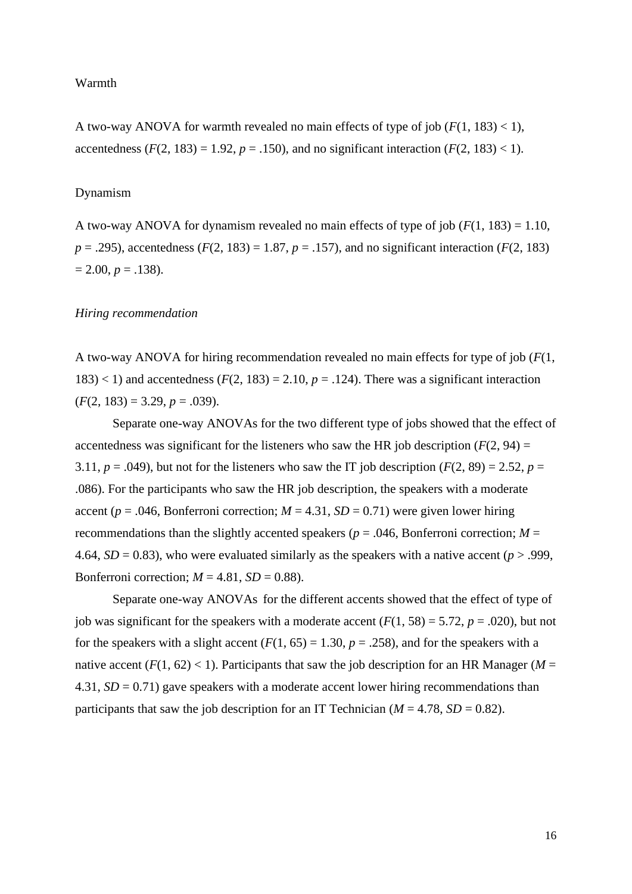Warmth

A two-way ANOVA for warmth revealed no main effects of type of job ($F(1, 183) < 1$), accentedness ($F(2, 183) = 1.92$, $p = .150$), and no significant interaction ($F(2, 183) < 1$).

Dynamism

A two-way ANOVA for dynamism revealed no main effects of type of job ($F(1, 183) = 1.10$, $p = .295$), accentedness ($F(2, 183) = 1.87$, $p = .157$), and no significant interaction ($F(2, 183) = 2.00$, $p = .138$).

*Hiring recommendation*

A two-way ANOVA for hiring recommendation revealed no main effects for type of job ($F(1, 183) < 1$) and accentedness ($F(2, 183) = 2.10$, $p = .124$). There was a significant interaction ($F(2, 183) = 3.29$, $p = .039$).

Separate one-way ANOVAs for the two different type of jobs showed that the effect of accentedness was significant for the listeners who saw the HR job description ($F(2, 94) = 3.11$, $p = .049$), but not for the listeners who saw the IT job description ($F(2, 89) = 2.52$, $p = .086$). For the participants who saw the HR job description, the speakers with a moderate accent ($p = .046$, Bonferroni correction; $M = 4.31$, $SD = 0.71$) were given lower hiring recommendations than the slightly accented speakers ($p = .046$, Bonferroni correction; $M = 4.64$, $SD = 0.83$), who were evaluated similarly as the speakers with a native accent ($p > .999$, Bonferroni correction; $M = 4.81$, $SD = 0.88$).

Separate one-way ANOVAs for the different accents showed that the effect of type of job was significant for the speakers with a moderate accent ($F(1, 58) = 5.72$, $p = .020$), but not for the speakers with a slight accent ($F(1, 65) = 1.30$, $p = .258$), and for the speakers with a native accent ($F(1, 62) < 1$). Participants that saw the job description for an HR Manager ($M = 4.31$, $SD = 0.71$) gave speakers with a moderate accent lower hiring recommendations than participants that saw the job description for an IT Technician ($M = 4.78$, $SD = 0.82$).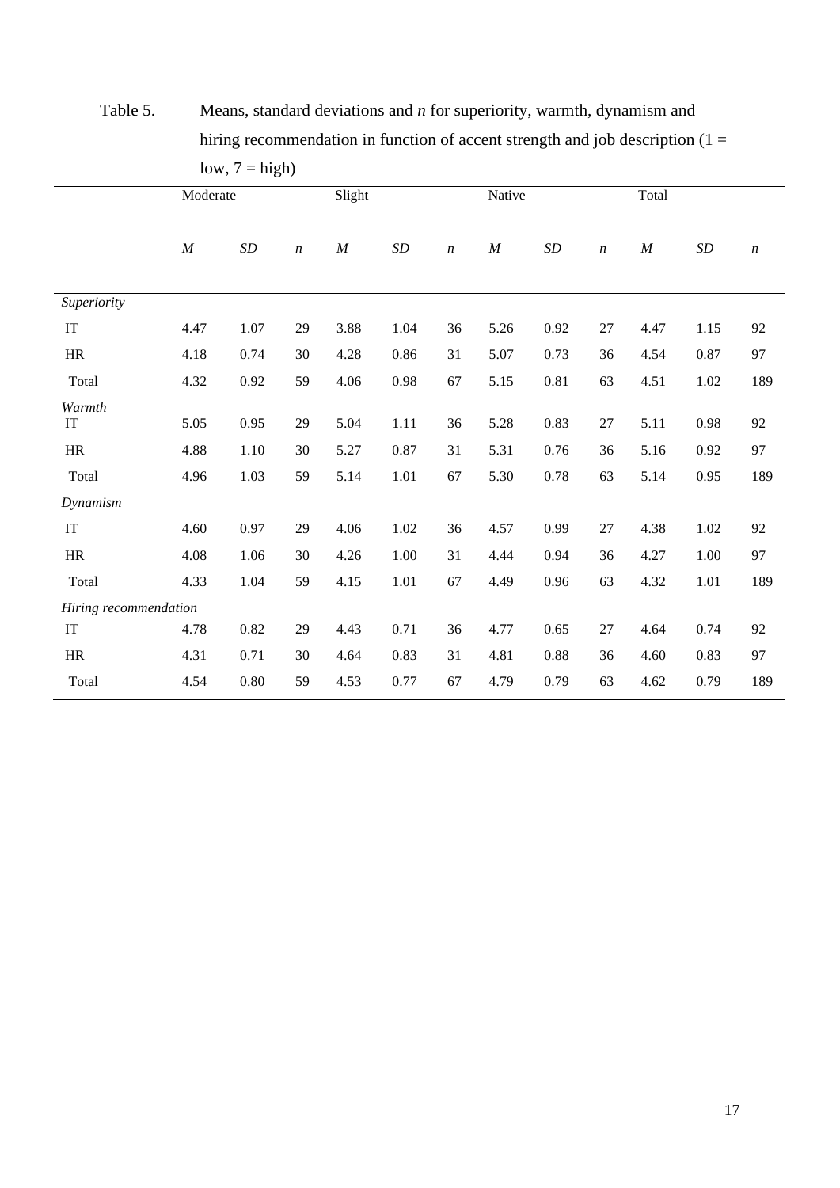Table 5. Means, standard deviations and *n* for superiority, warmth, dynamism and hiring recommendation in function of accent strength and job description (1 = low, 7 = high)

| | Moderate | | | Slight | | | Native | | | Total | | |
|---|---|---|---|---|---|---|---|---|---|---|---|---|
| | *M* | *SD* | *n* | *M* | *SD* | *n* | *M* | *SD* | *n* | *M* | *SD* | *n* |
| *Superiority* | | | | | | | | | | | | |
| IT | 4.47 | 1.07 | 29 | 3.88 | 1.04 | 36 | 5.26 | 0.92 | 27 | 4.47 | 1.15 | 92 |
| HR | 4.18 | 0.74 | 30 | 4.28 | 0.86 | 31 | 5.07 | 0.73 | 36 | 4.54 | 0.87 | 97 |
| Total | 4.32 | 0.92 | 59 | 4.06 | 0.98 | 67 | 5.15 | 0.81 | 63 | 4.51 | 1.02 | 189 |
| *Warmth* | | | | | | | | | | | | |
| IT | 5.05 | 0.95 | 29 | 5.04 | 1.11 | 36 | 5.28 | 0.83 | 27 | 5.11 | 0.98 | 92 |
| HR | 4.88 | 1.10 | 30 | 5.27 | 0.87 | 31 | 5.31 | 0.76 | 36 | 5.16 | 0.92 | 97 |
| Total | 4.96 | 1.03 | 59 | 5.14 | 1.01 | 67 | 5.30 | 0.78 | 63 | 5.14 | 0.95 | 189 |
| *Dynamism* | | | | | | | | | | | | |
| IT | 4.60 | 0.97 | 29 | 4.06 | 1.02 | 36 | 4.57 | 0.99 | 27 | 4.38 | 1.02 | 92 |
| HR | 4.08 | 1.06 | 30 | 4.26 | 1.00 | 31 | 4.44 | 0.94 | 36 | 4.27 | 1.00 | 97 |
| Total | 4.33 | 1.04 | 59 | 4.15 | 1.01 | 67 | 4.49 | 0.96 | 63 | 4.32 | 1.01 | 189 |
| *Hiring recommendation* | | | | | | | | | | | | |
| IT | 4.78 | 0.82 | 29 | 4.43 | 0.71 | 36 | 4.77 | 0.65 | 27 | 4.64 | 0.74 | 92 |
| HR | 4.31 | 0.71 | 30 | 4.64 | 0.83 | 31 | 4.81 | 0.88 | 36 | 4.60 | 0.83 | 97 |
| Total | 4.54 | 0.80 | 59 | 4.53 | 0.77 | 67 | 4.79 | 0.79 | 63 | 4.62 | 0.79 | 189 |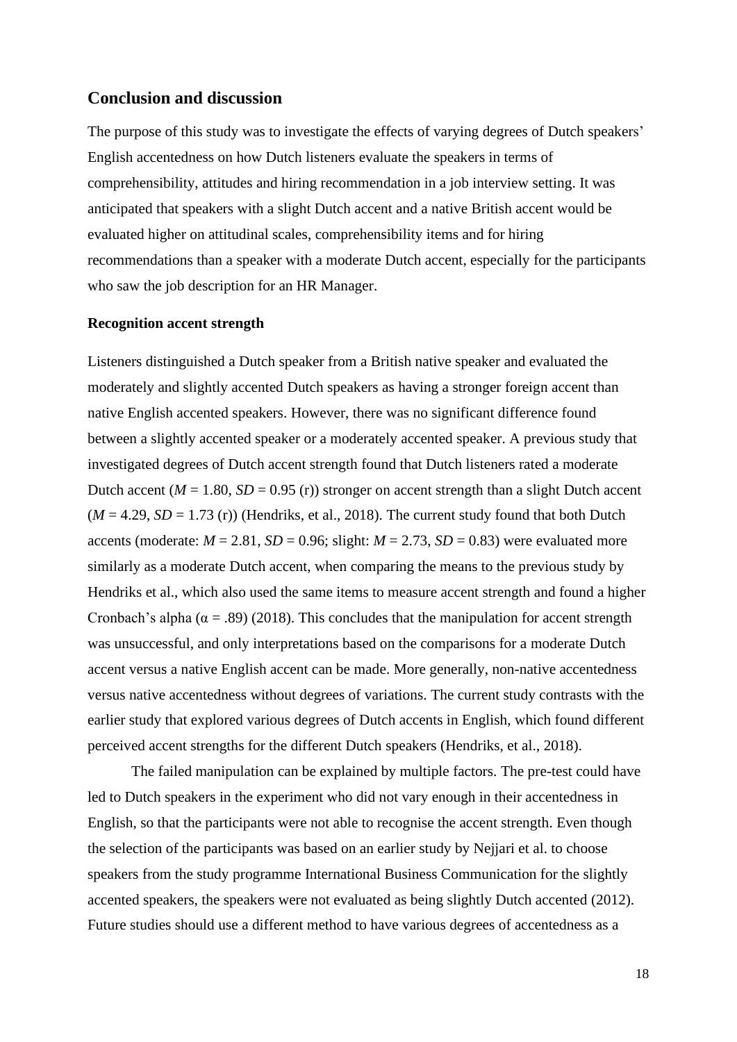## Conclusion and discussion

The purpose of this study was to investigate the effects of varying degrees of Dutch speakers' English accentedness on how Dutch listeners evaluate the speakers in terms of comprehensibility, attitudes and hiring recommendation in a job interview setting. It was anticipated that speakers with a slight Dutch accent and a native British accent would be evaluated higher on attitudinal scales, comprehensibility items and for hiring recommendations than a speaker with a moderate Dutch accent, especially for the participants who saw the job description for an HR Manager.

### Recognition accent strength

Listeners distinguished a Dutch speaker from a British native speaker and evaluated the moderately and slightly accented Dutch speakers as having a stronger foreign accent than native English accented speakers. However, there was no significant difference found between a slightly accented speaker or a moderately accented speaker. A previous study that investigated degrees of Dutch accent strength found that Dutch listeners rated a moderate Dutch accent ($M$ = 1.80, $SD$ = 0.95 (r)) stronger on accent strength than a slight Dutch accent ($M$ = 4.29, $SD$ = 1.73 (r)) (Hendriks, et al., 2018). The current study found that both Dutch accents (moderate: $M$ = 2.81, $SD$ = 0.96; slight: $M$ = 2.73, $SD$ = 0.83) were evaluated more similarly as a moderate Dutch accent, when comparing the means to the previous study by Hendriks et al., which also used the same items to measure accent strength and found a higher Cronbach's alpha ($\alpha$ = .89) (2018). This concludes that the manipulation for accent strength was unsuccessful, and only interpretations based on the comparisons for a moderate Dutch accent versus a native English accent can be made. More generally, non-native accentedness versus native accentedness without degrees of variations. The current study contrasts with the earlier study that explored various degrees of Dutch accents in English, which found different perceived accent strengths for the different Dutch speakers (Hendriks, et al., 2018).

The failed manipulation can be explained by multiple factors. The pre-test could have led to Dutch speakers in the experiment who did not vary enough in their accentedness in English, so that the participants were not able to recognise the accent strength. Even though the selection of the participants was based on an earlier study by Nejjari et al. to choose speakers from the study programme International Business Communication for the slightly accented speakers, the speakers were not evaluated as being slightly Dutch accented (2012). Future studies should use a different method to have various degrees of accentedness as a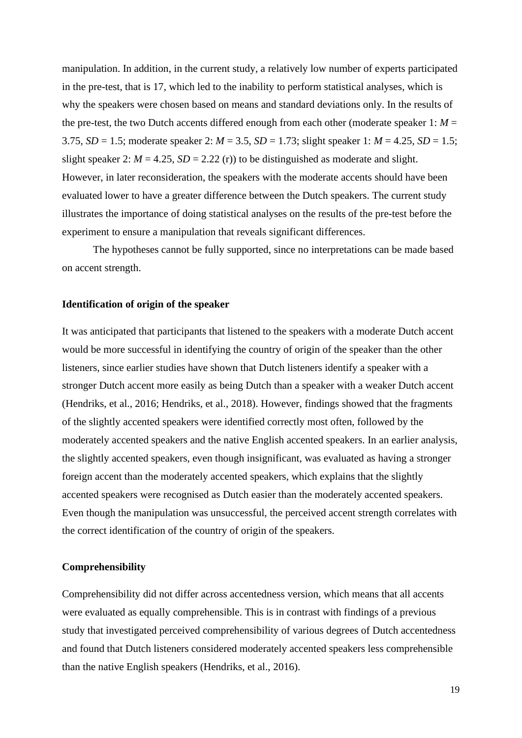manipulation. In addition, in the current study, a relatively low number of experts participated in the pre-test, that is 17, which led to the inability to perform statistical analyses, which is why the speakers were chosen based on means and standard deviations only. In the results of the pre-test, the two Dutch accents differed enough from each other (moderate speaker 1: $M$ = 3.75, $SD$ = 1.5; moderate speaker 2: $M$ = 3.5, $SD$ = 1.73; slight speaker 1: $M$ = 4.25, $SD$ = 1.5; slight speaker 2: $M$ = 4.25, $SD$ = 2.22 (r)) to be distinguished as moderate and slight. However, in later reconsideration, the speakers with the moderate accents should have been evaluated lower to have a greater difference between the Dutch speakers. The current study illustrates the importance of doing statistical analyses on the results of the pre-test before the experiment to ensure a manipulation that reveals significant differences.

The hypotheses cannot be fully supported, since no interpretations can be made based on accent strength.

**Identification of origin of the speaker**

It was anticipated that participants that listened to the speakers with a moderate Dutch accent would be more successful in identifying the country of origin of the speaker than the other listeners, since earlier studies have shown that Dutch listeners identify a speaker with a stronger Dutch accent more easily as being Dutch than a speaker with a weaker Dutch accent (Hendriks, et al., 2016; Hendriks, et al., 2018). However, findings showed that the fragments of the slightly accented speakers were identified correctly most often, followed by the moderately accented speakers and the native English accented speakers. In an earlier analysis, the slightly accented speakers, even though insignificant, was evaluated as having a stronger foreign accent than the moderately accented speakers, which explains that the slightly accented speakers were recognised as Dutch easier than the moderately accented speakers. Even though the manipulation was unsuccessful, the perceived accent strength correlates with the correct identification of the country of origin of the speakers.

**Comprehensibility**

Comprehensibility did not differ across accentedness version, which means that all accents were evaluated as equally comprehensible. This is in contrast with findings of a previous study that investigated perceived comprehensibility of various degrees of Dutch accentedness and found that Dutch listeners considered moderately accented speakers less comprehensible than the native English speakers (Hendriks, et al., 2016).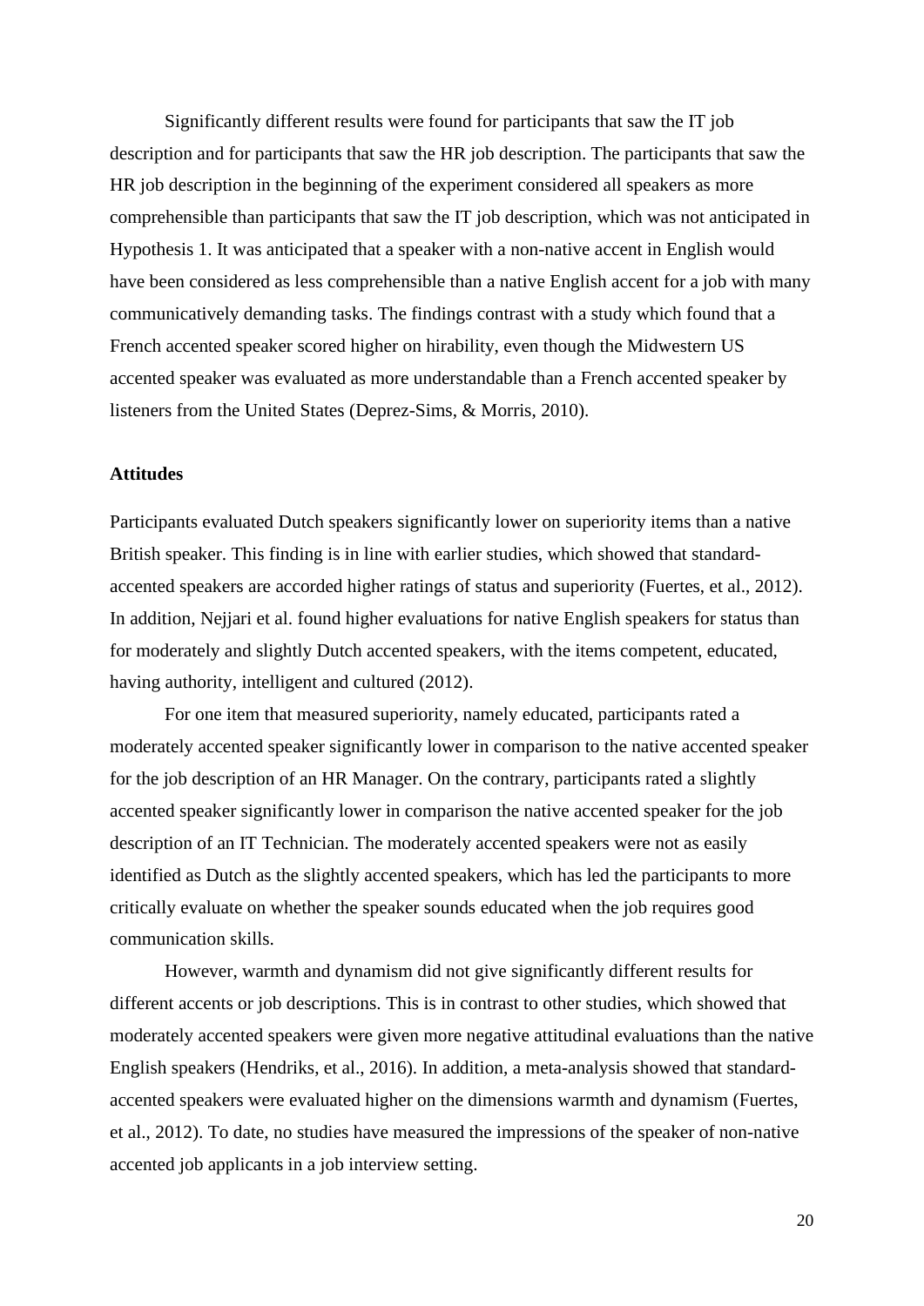Significantly different results were found for participants that saw the IT job description and for participants that saw the HR job description. The participants that saw the HR job description in the beginning of the experiment considered all speakers as more comprehensible than participants that saw the IT job description, which was not anticipated in Hypothesis 1. It was anticipated that a speaker with a non-native accent in English would have been considered as less comprehensible than a native English accent for a job with many communicatively demanding tasks. The findings contrast with a study which found that a French accented speaker scored higher on hirability, even though the Midwestern US accented speaker was evaluated as more understandable than a French accented speaker by listeners from the United States (Deprez-Sims, & Morris, 2010).

### Attitudes

Participants evaluated Dutch speakers significantly lower on superiority items than a native British speaker. This finding is in line with earlier studies, which showed that standard-accented speakers are accorded higher ratings of status and superiority (Fuertes, et al., 2012). In addition, Nejjari et al. found higher evaluations for native English speakers for status than for moderately and slightly Dutch accented speakers, with the items competent, educated, having authority, intelligent and cultured (2012).

For one item that measured superiority, namely educated, participants rated a moderately accented speaker significantly lower in comparison to the native accented speaker for the job description of an HR Manager. On the contrary, participants rated a slightly accented speaker significantly lower in comparison the native accented speaker for the job description of an IT Technician. The moderately accented speakers were not as easily identified as Dutch as the slightly accented speakers, which has led the participants to more critically evaluate on whether the speaker sounds educated when the job requires good communication skills.

However, warmth and dynamism did not give significantly different results for different accents or job descriptions. This is in contrast to other studies, which showed that moderately accented speakers were given more negative attitudinal evaluations than the native English speakers (Hendriks, et al., 2016). In addition, a meta-analysis showed that standard-accented speakers were evaluated higher on the dimensions warmth and dynamism (Fuertes, et al., 2012). To date, no studies have measured the impressions of the speaker of non-native accented job applicants in a job interview setting.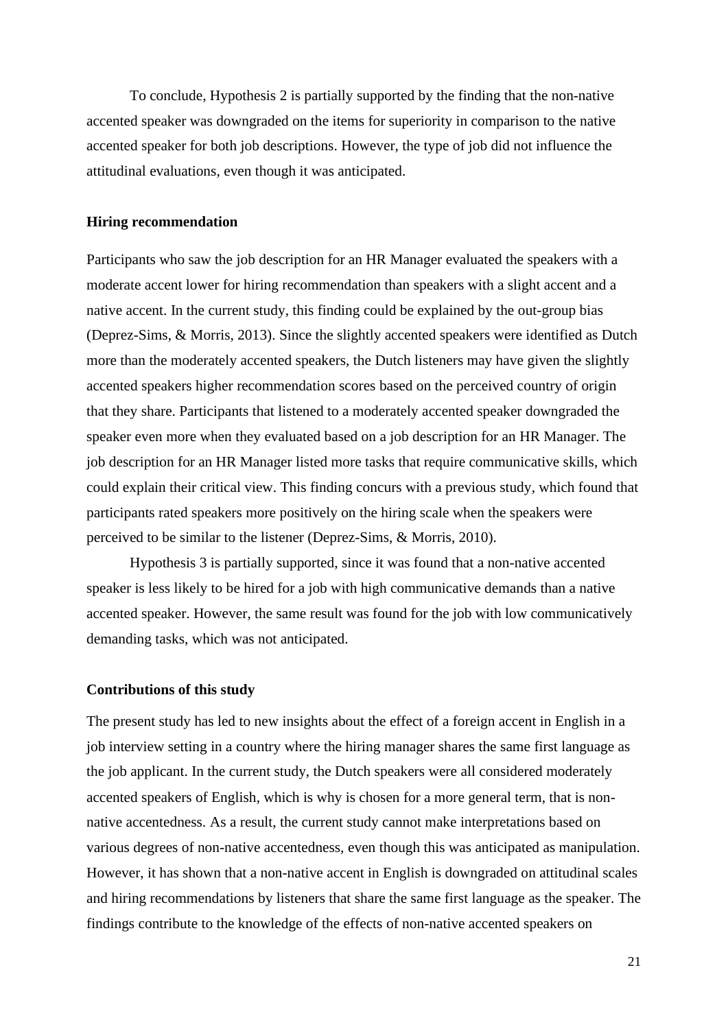To conclude, Hypothesis 2 is partially supported by the finding that the non-native accented speaker was downgraded on the items for superiority in comparison to the native accented speaker for both job descriptions. However, the type of job did not influence the attitudinal evaluations, even though it was anticipated.

**Hiring recommendation**

Participants who saw the job description for an HR Manager evaluated the speakers with a moderate accent lower for hiring recommendation than speakers with a slight accent and a native accent. In the current study, this finding could be explained by the out-group bias (Deprez-Sims, & Morris, 2013). Since the slightly accented speakers were identified as Dutch more than the moderately accented speakers, the Dutch listeners may have given the slightly accented speakers higher recommendation scores based on the perceived country of origin that they share. Participants that listened to a moderately accented speaker downgraded the speaker even more when they evaluated based on a job description for an HR Manager. The job description for an HR Manager listed more tasks that require communicative skills, which could explain their critical view. This finding concurs with a previous study, which found that participants rated speakers more positively on the hiring scale when the speakers were perceived to be similar to the listener (Deprez-Sims, & Morris, 2010).

Hypothesis 3 is partially supported, since it was found that a non-native accented speaker is less likely to be hired for a job with high communicative demands than a native accented speaker. However, the same result was found for the job with low communicatively demanding tasks, which was not anticipated.

**Contributions of this study**

The present study has led to new insights about the effect of a foreign accent in English in a job interview setting in a country where the hiring manager shares the same first language as the job applicant. In the current study, the Dutch speakers were all considered moderately accented speakers of English, which is why is chosen for a more general term, that is non-native accentedness. As a result, the current study cannot make interpretations based on various degrees of non-native accentedness, even though this was anticipated as manipulation. However, it has shown that a non-native accent in English is downgraded on attitudinal scales and hiring recommendations by listeners that share the same first language as the speaker. The findings contribute to the knowledge of the effects of non-native accented speakers on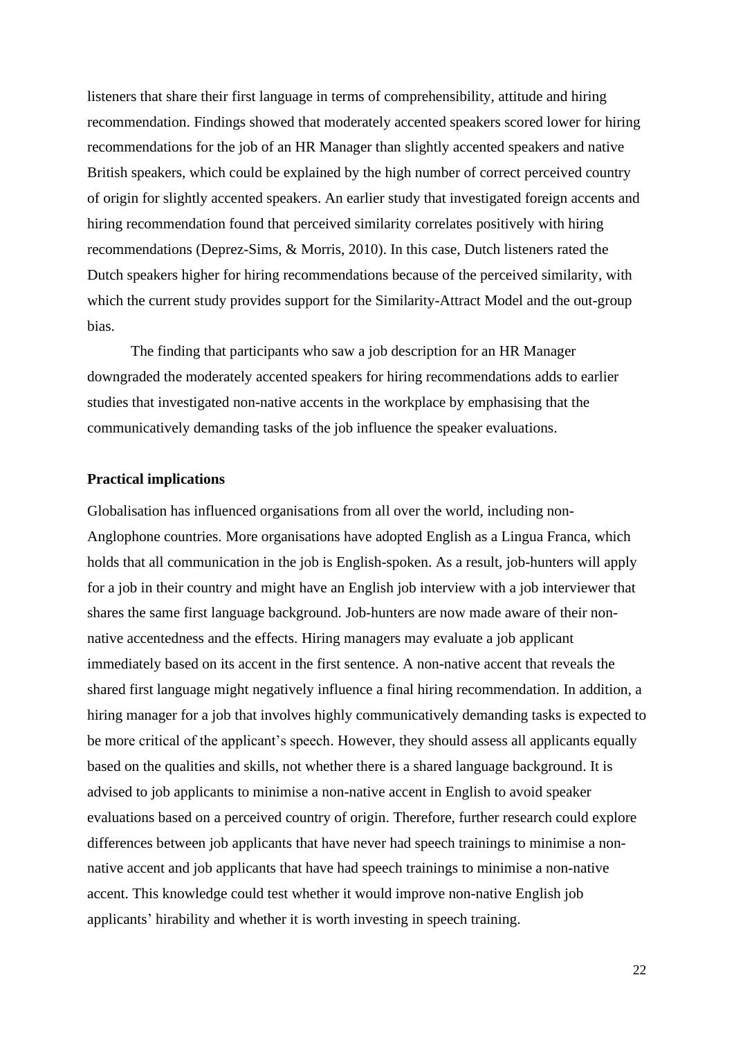listeners that share their first language in terms of comprehensibility, attitude and hiring recommendation. Findings showed that moderately accented speakers scored lower for hiring recommendations for the job of an HR Manager than slightly accented speakers and native British speakers, which could be explained by the high number of correct perceived country of origin for slightly accented speakers. An earlier study that investigated foreign accents and hiring recommendation found that perceived similarity correlates positively with hiring recommendations (Deprez-Sims, & Morris, 2010). In this case, Dutch listeners rated the Dutch speakers higher for hiring recommendations because of the perceived similarity, with which the current study provides support for the Similarity-Attract Model and the out-group bias.

The finding that participants who saw a job description for an HR Manager downgraded the moderately accented speakers for hiring recommendations adds to earlier studies that investigated non-native accents in the workplace by emphasising that the communicatively demanding tasks of the job influence the speaker evaluations.

### Practical implications

Globalisation has influenced organisations from all over the world, including non-Anglophone countries. More organisations have adopted English as a Lingua Franca, which holds that all communication in the job is English-spoken. As a result, job-hunters will apply for a job in their country and might have an English job interview with a job interviewer that shares the same first language background. Job-hunters are now made aware of their non-native accentedness and the effects. Hiring managers may evaluate a job applicant immediately based on its accent in the first sentence. A non-native accent that reveals the shared first language might negatively influence a final hiring recommendation. In addition, a hiring manager for a job that involves highly communicatively demanding tasks is expected to be more critical of the applicant's speech. However, they should assess all applicants equally based on the qualities and skills, not whether there is a shared language background. It is advised to job applicants to minimise a non-native accent in English to avoid speaker evaluations based on a perceived country of origin. Therefore, further research could explore differences between job applicants that have never had speech trainings to minimise a non-native accent and job applicants that have had speech trainings to minimise a non-native accent. This knowledge could test whether it would improve non-native English job applicants' hirability and whether it is worth investing in speech training.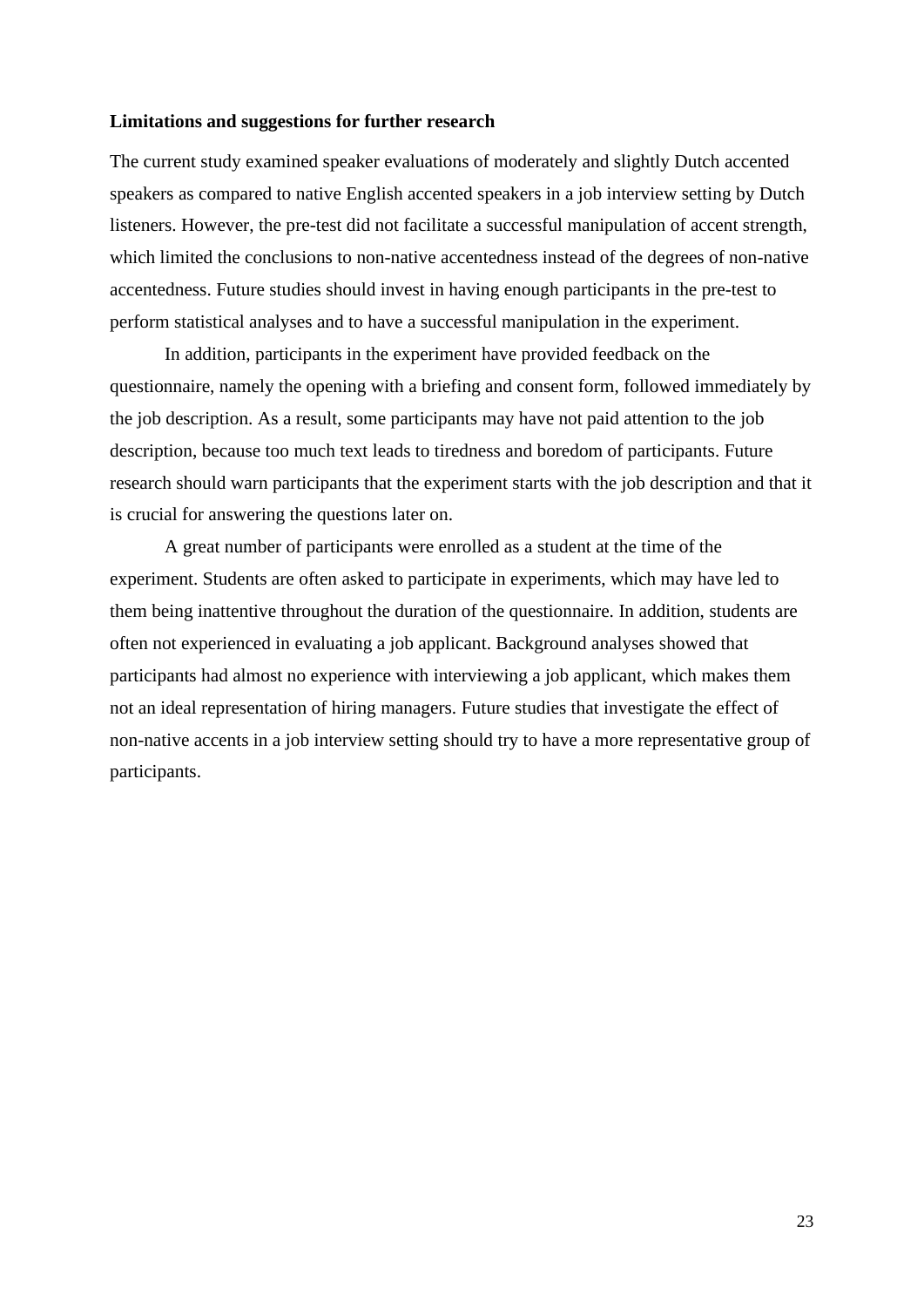**Limitations and suggestions for further research**

The current study examined speaker evaluations of moderately and slightly Dutch accented speakers as compared to native English accented speakers in a job interview setting by Dutch listeners. However, the pre-test did not facilitate a successful manipulation of accent strength, which limited the conclusions to non-native accentedness instead of the degrees of non-native accentedness. Future studies should invest in having enough participants in the pre-test to perform statistical analyses and to have a successful manipulation in the experiment.

In addition, participants in the experiment have provided feedback on the questionnaire, namely the opening with a briefing and consent form, followed immediately by the job description. As a result, some participants may have not paid attention to the job description, because too much text leads to tiredness and boredom of participants. Future research should warn participants that the experiment starts with the job description and that it is crucial for answering the questions later on.

A great number of participants were enrolled as a student at the time of the experiment. Students are often asked to participate in experiments, which may have led to them being inattentive throughout the duration of the questionnaire. In addition, students are often not experienced in evaluating a job applicant. Background analyses showed that participants had almost no experience with interviewing a job applicant, which makes them not an ideal representation of hiring managers. Future studies that investigate the effect of non-native accents in a job interview setting should try to have a more representative group of participants.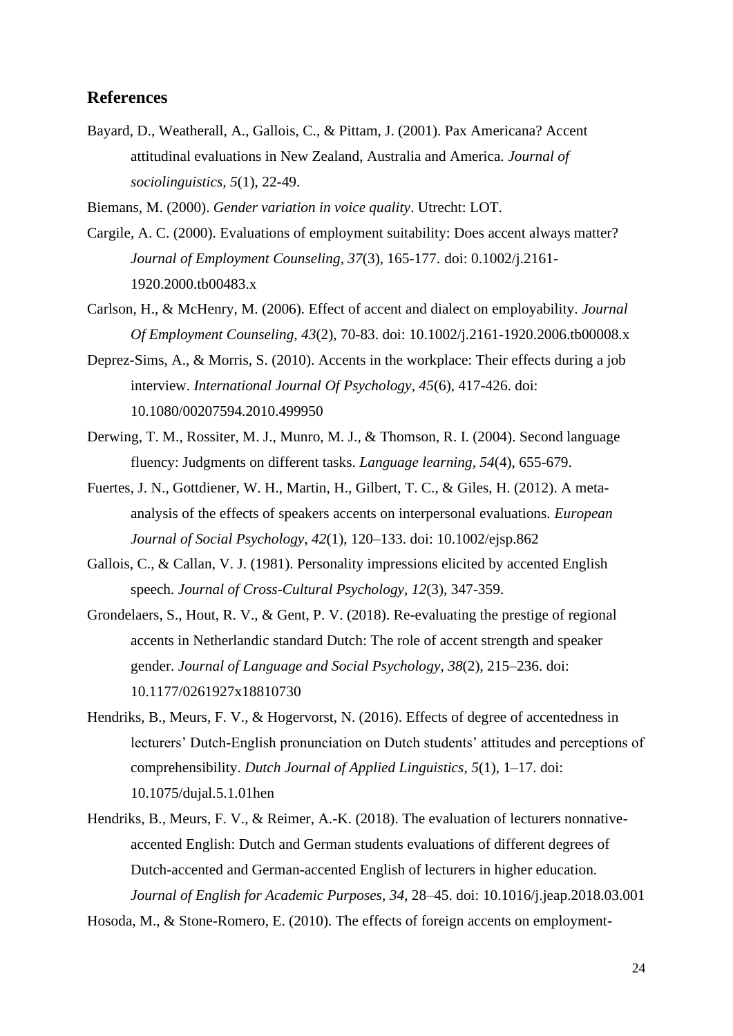## References

Bayard, D., Weatherall, A., Gallois, C., & Pittam, J. (2001). Pax Americana? Accent attitudinal evaluations in New Zealand, Australia and America. *Journal of sociolinguistics, 5*(1), 22-49.

Biemans, M. (2000). *Gender variation in voice quality*. Utrecht: LOT.

Cargile, A. C. (2000). Evaluations of employment suitability: Does accent always matter? *Journal of Employment Counseling, 37*(3), 165-177. doi: 0.1002/j.2161-1920.2000.tb00483.x

Carlson, H., & McHenry, M. (2006). Effect of accent and dialect on employability. *Journal Of Employment Counseling, 43*(2), 70-83. doi: 10.1002/j.2161-1920.2006.tb00008.x

Deprez-Sims, A., & Morris, S. (2010). Accents in the workplace: Their effects during a job interview. *International Journal Of Psychology*, *45*(6), 417-426. doi: 10.1080/00207594.2010.499950

Derwing, T. M., Rossiter, M. J., Munro, M. J., & Thomson, R. I. (2004). Second language fluency: Judgments on different tasks. *Language learning, 54*(4), 655-679.

Fuertes, J. N., Gottdiener, W. H., Martin, H., Gilbert, T. C., & Giles, H. (2012). A meta-analysis of the effects of speakers accents on interpersonal evaluations. *European Journal of Social Psychology*, *42*(1), 120–133. doi: 10.1002/ejsp.862

Gallois, C., & Callan, V. J. (1981). Personality impressions elicited by accented English speech. *Journal of Cross-Cultural Psychology, 12*(3), 347-359.

Grondelaers, S., Hout, R. V., & Gent, P. V. (2018). Re-evaluating the prestige of regional accents in Netherlandic standard Dutch: The role of accent strength and speaker gender. *Journal of Language and Social Psychology*, *38*(2), 215–236. doi: 10.1177/0261927x18810730

Hendriks, B., Meurs, F. V., & Hogervorst, N. (2016). Effects of degree of accentedness in lecturers' Dutch-English pronunciation on Dutch students' attitudes and perceptions of comprehensibility. *Dutch Journal of Applied Linguistics*, *5*(1), 1–17. doi: 10.1075/dujal.5.1.01hen

Hendriks, B., Meurs, F. V., & Reimer, A.-K. (2018). The evaluation of lecturers nonnative-accented English: Dutch and German students evaluations of different degrees of Dutch-accented and German-accented English of lecturers in higher education. *Journal of English for Academic Purposes*, *34*, 28–45. doi: 10.1016/j.jeap.2018.03.001

Hosoda, M., & Stone-Romero, E. (2010). The effects of foreign accents on employment-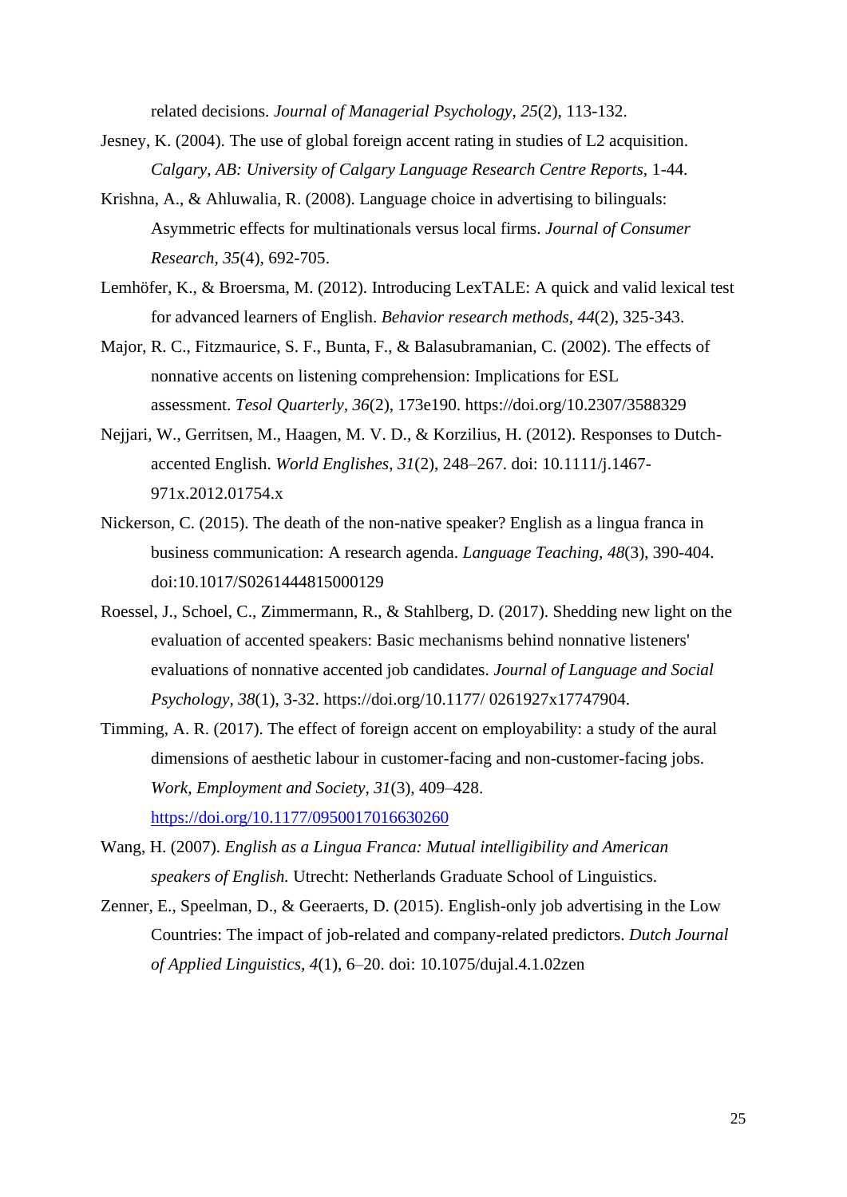related decisions. *Journal of Managerial Psychology*, *25*(2), 113-132.

Jesney, K. (2004). The use of global foreign accent rating in studies of L2 acquisition. *Calgary, AB: University of Calgary Language Research Centre Reports*, 1-44.

Krishna, A., & Ahluwalia, R. (2008). Language choice in advertising to bilinguals: Asymmetric effects for multinationals versus local firms. *Journal of Consumer Research*, *35*(4), 692-705.

Lemhöfer, K., & Broersma, M. (2012). Introducing LexTALE: A quick and valid lexical test for advanced learners of English. *Behavior research methods*, *44*(2), 325-343.

Major, R. C., Fitzmaurice, S. F., Bunta, F., & Balasubramanian, C. (2002). The effects of nonnative accents on listening comprehension: Implications for ESL assessment. *Tesol Quarterly*, *36*(2), 173e190. https://doi.org/10.2307/3588329

Nejjari, W., Gerritsen, M., Haagen, M. V. D., & Korzilius, H. (2012). Responses to Dutch-accented English. *World Englishes*, *31*(2), 248–267. doi: 10.1111/j.1467-971x.2012.01754.x

Nickerson, C. (2015). The death of the non-native speaker? English as a lingua franca in business communication: A research agenda. *Language Teaching*, *48*(3), 390-404. doi:10.1017/S0261444815000129

Roessel, J., Schoel, C., Zimmermann, R., & Stahlberg, D. (2017). Shedding new light on the evaluation of accented speakers: Basic mechanisms behind nonnative listeners' evaluations of nonnative accented job candidates. *Journal of Language and Social Psychology*, *38*(1), 3-32. https://doi.org/10.1177/ 0261927x17747904.

Timming, A. R. (2017). The effect of foreign accent on employability: a study of the aural dimensions of aesthetic labour in customer-facing and non-customer-facing jobs. *Work, Employment and Society*, *31*(3), 409–428. https://doi.org/10.1177/0950017016630260

Wang, H. (2007). *English as a Lingua Franca: Mutual intelligibility and American speakers of English.* Utrecht: Netherlands Graduate School of Linguistics.

Zenner, E., Speelman, D., & Geeraerts, D. (2015). English-only job advertising in the Low Countries: The impact of job-related and company-related predictors. *Dutch Journal of Applied Linguistics*, *4*(1), 6–20. doi: 10.1075/dujal.4.1.02zen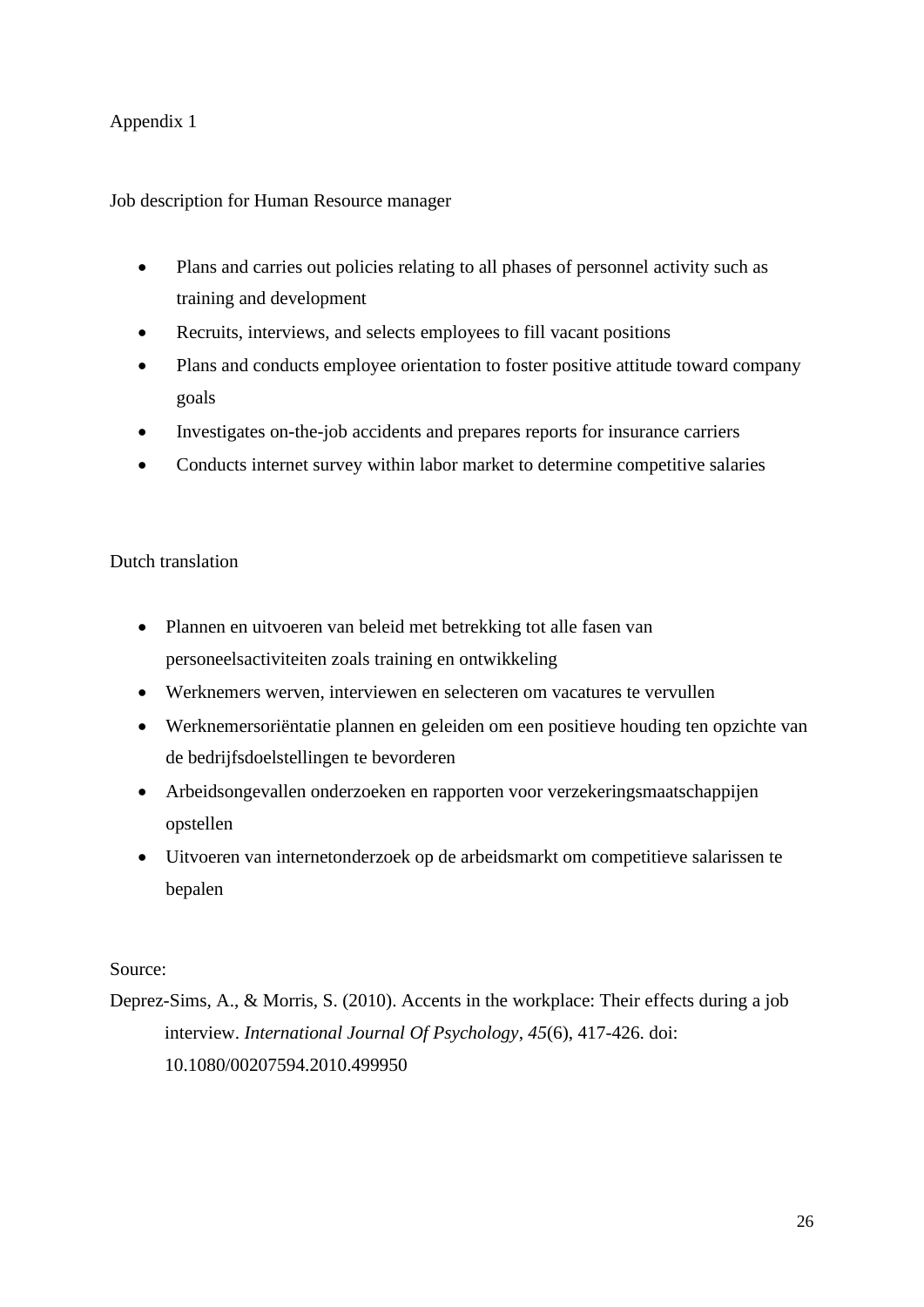Appendix 1

Job description for Human Resource manager

- Plans and carries out policies relating to all phases of personnel activity such as training and development
- Recruits, interviews, and selects employees to fill vacant positions
- Plans and conducts employee orientation to foster positive attitude toward company goals
- Investigates on-the-job accidents and prepares reports for insurance carriers
- Conducts internet survey within labor market to determine competitive salaries

Dutch translation

- Plannen en uitvoeren van beleid met betrekking tot alle fasen van personeelsactiviteiten zoals training en ontwikkeling
- Werknemers werven, interviewen en selecteren om vacatures te vervullen
- Werknemersoriëntatie plannen en geleiden om een positieve houding ten opzichte van de bedrijfsdoelstellingen te bevorderen
- Arbeidsongevallen onderzoeken en rapporten voor verzekeringsmaatschappijen opstellen
- Uitvoeren van internetonderzoek op de arbeidsmarkt om competitieve salarissen te bepalen

Source:

Deprez-Sims, A., & Morris, S. (2010). Accents in the workplace: Their effects during a job interview. *International Journal Of Psychology*, *45*(6), 417-426. doi: 10.1080/00207594.2010.499950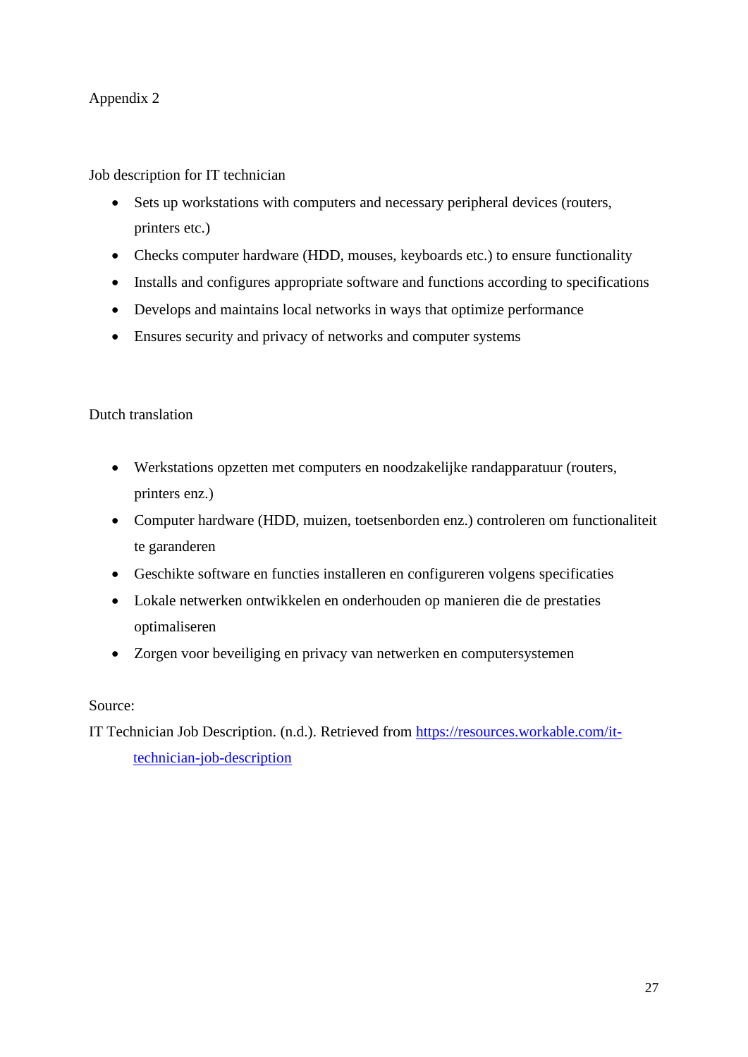Appendix 2

Job description for IT technician

- Sets up workstations with computers and necessary peripheral devices (routers, printers etc.)
- Checks computer hardware (HDD, mouses, keyboards etc.) to ensure functionality
- Installs and configures appropriate software and functions according to specifications
- Develops and maintains local networks in ways that optimize performance
- Ensures security and privacy of networks and computer systems

Dutch translation

- Werkstations opzetten met computers en noodzakelijke randapparatuur (routers, printers enz.)
- Computer hardware (HDD, muizen, toetsenborden enz.) controleren om functionaliteit te garanderen
- Geschikte software en functies installeren en configureren volgens specificaties
- Lokale netwerken ontwikkelen en onderhouden op manieren die de prestaties optimaliseren
- Zorgen voor beveiliging en privacy van netwerken en computersystemen

Source:

IT Technician Job Description. (n.d.). Retrieved from https://resources.workable.com/it-technician-job-description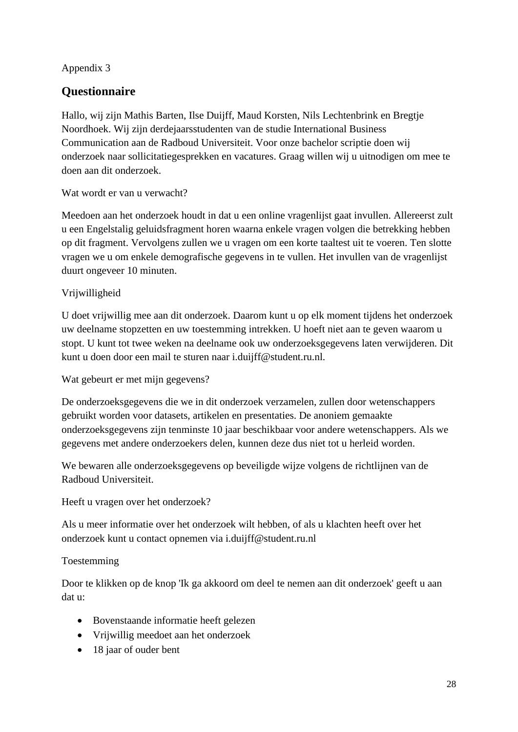Appendix 3

## Questionnaire

Hallo, wij zijn Mathis Barten, Ilse Duijff, Maud Korsten, Nils Lechtenbrink en Bregtje Noordhoek. Wij zijn derdejaarsstudenten van de studie International Business Communication aan de Radboud Universiteit. Voor onze bachelor scriptie doen wij onderzoek naar sollicitatiegesprekken en vacatures. Graag willen wij u uitnodigen om mee te doen aan dit onderzoek.

Wat wordt er van u verwacht?

Meedoen aan het onderzoek houdt in dat u een online vragenlijst gaat invullen. Allereerst zult u een Engelstalig geluidsfragment horen waarna enkele vragen volgen die betrekking hebben op dit fragment. Vervolgens zullen we u vragen om een korte taaltest uit te voeren. Ten slotte vragen we u om enkele demografische gegevens in te vullen. Het invullen van de vragenlijst duurt ongeveer 10 minuten.

Vrijwilligheid

U doet vrijwillig mee aan dit onderzoek. Daarom kunt u op elk moment tijdens het onderzoek uw deelname stopzetten en uw toestemming intrekken. U hoeft niet aan te geven waarom u stopt. U kunt tot twee weken na deelname ook uw onderzoeksgegevens laten verwijderen. Dit kunt u doen door een mail te sturen naar i.duijff@student.ru.nl.

Wat gebeurt er met mijn gegevens?

De onderzoeksgegevens die we in dit onderzoek verzamelen, zullen door wetenschappers gebruikt worden voor datasets, artikelen en presentaties. De anoniem gemaakte onderzoeksgegevens zijn tenminste 10 jaar beschikbaar voor andere wetenschappers. Als we gegevens met andere onderzoekers delen, kunnen deze dus niet tot u herleid worden.

We bewaren alle onderzoeksgegevens op beveiligde wijze volgens de richtlijnen van de Radboud Universiteit.

Heeft u vragen over het onderzoek?

Als u meer informatie over het onderzoek wilt hebben, of als u klachten heeft over het onderzoek kunt u contact opnemen via i.duijff@student.ru.nl

Toestemming

Door te klikken op de knop 'Ik ga akkoord om deel te nemen aan dit onderzoek' geeft u aan dat u:

- Bovenstaande informatie heeft gelezen
- Vrijwillig meedoet aan het onderzoek
- 18 jaar of ouder bent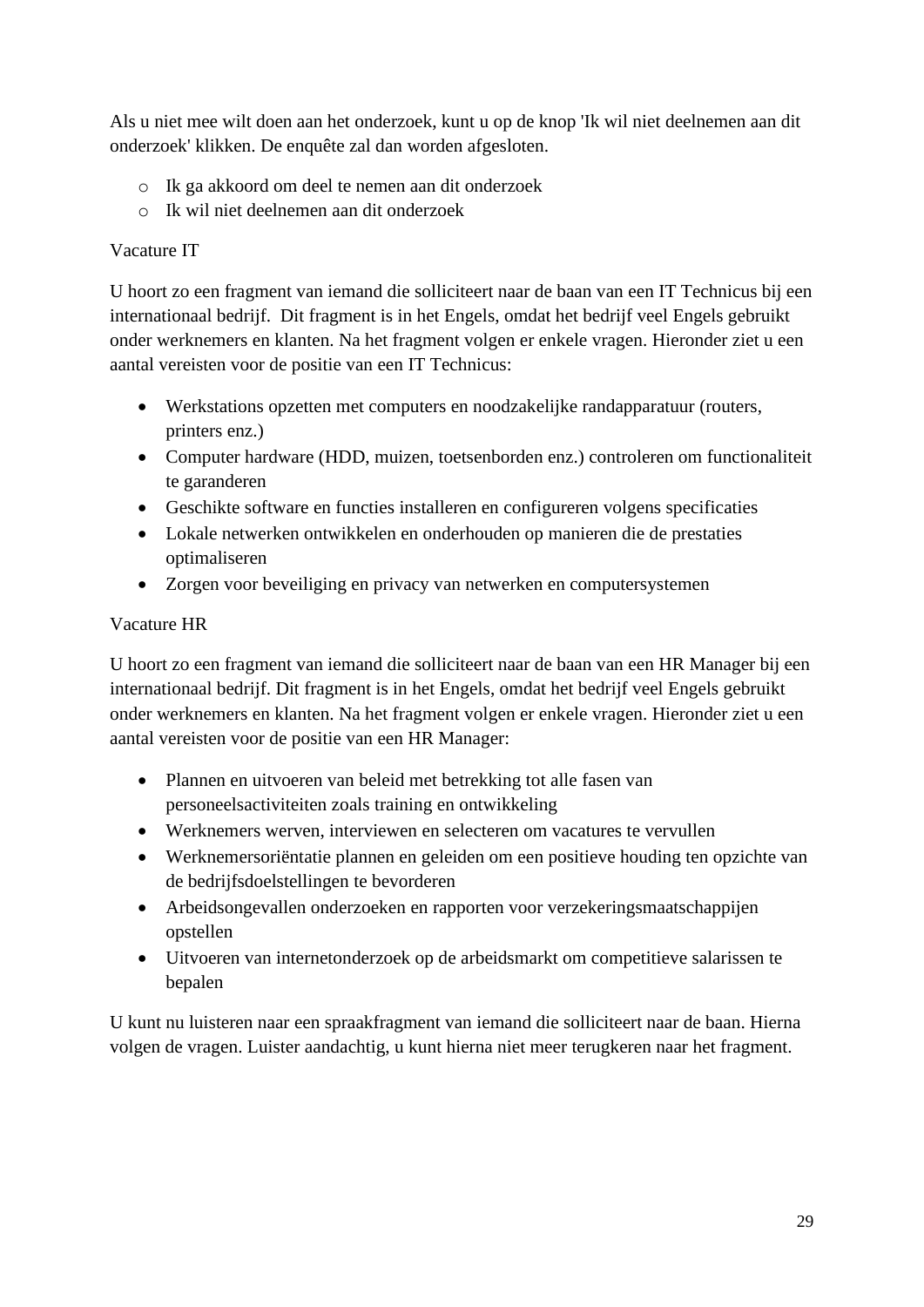Als u niet mee wilt doen aan het onderzoek, kunt u op de knop 'Ik wil niet deelnemen aan dit onderzoek' klikken. De enquête zal dan worden afgesloten.

- Ik ga akkoord om deel te nemen aan dit onderzoek
- Ik wil niet deelnemen aan dit onderzoek

Vacature IT

U hoort zo een fragment van iemand die solliciteert naar de baan van een IT Technicus bij een internationaal bedrijf. Dit fragment is in het Engels, omdat het bedrijf veel Engels gebruikt onder werknemers en klanten. Na het fragment volgen er enkele vragen. Hieronder ziet u een aantal vereisten voor de positie van een IT Technicus:

- Werkstations opzetten met computers en noodzakelijke randapparatuur (routers, printers enz.)
- Computer hardware (HDD, muizen, toetsenborden enz.) controleren om functionaliteit te garanderen
- Geschikte software en functies installeren en configureren volgens specificaties
- Lokale netwerken ontwikkelen en onderhouden op manieren die de prestaties optimaliseren
- Zorgen voor beveiliging en privacy van netwerken en computersystemen

Vacature HR

U hoort zo een fragment van iemand die solliciteert naar de baan van een HR Manager bij een internationaal bedrijf. Dit fragment is in het Engels, omdat het bedrijf veel Engels gebruikt onder werknemers en klanten. Na het fragment volgen er enkele vragen. Hieronder ziet u een aantal vereisten voor de positie van een HR Manager:

- Plannen en uitvoeren van beleid met betrekking tot alle fasen van personeelsactiviteiten zoals training en ontwikkeling
- Werknemers werven, interviewen en selecteren om vacatures te vervullen
- Werknemersoriëntatie plannen en geleiden om een positieve houding ten opzichte van de bedrijfsdoelstellingen te bevorderen
- Arbeidsongevallen onderzoeken en rapporten voor verzekeringsmaatschappijen opstellen
- Uitvoeren van internetonderzoek op de arbeidsmarkt om competitieve salarissen te bepalen

U kunt nu luisteren naar een spraakfragment van iemand die solliciteert naar de baan. Hierna volgen de vragen. Luister aandachtig, u kunt hierna niet meer terugkeren naar het fragment.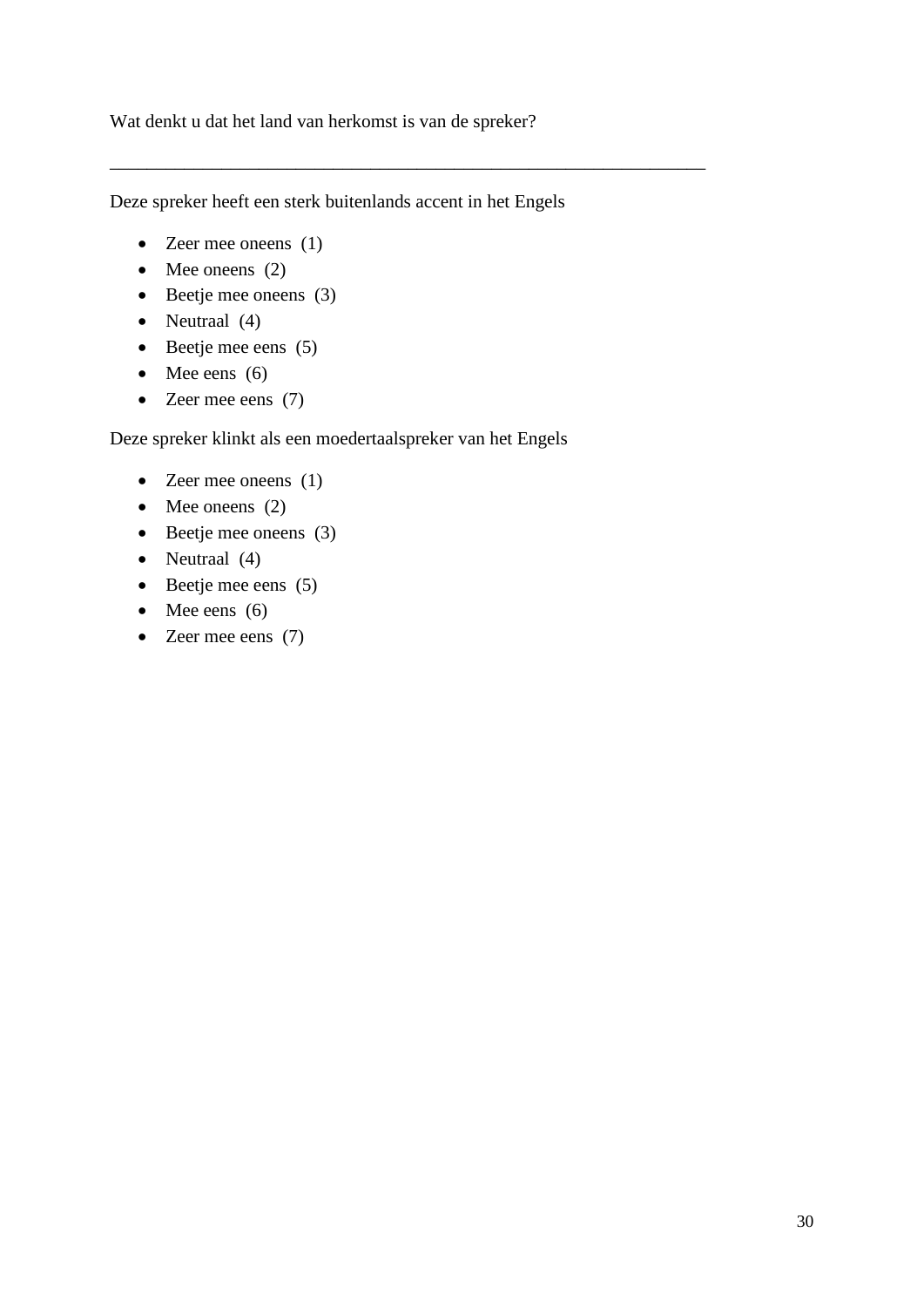Wat denkt u dat het land van herkomst is van de spreker?

________________________________________________________________

Deze spreker heeft een sterk buitenlands accent in het Engels

- Zeer mee oneens (1)
- Mee oneens (2)
- Beetje mee oneens (3)
- Neutraal (4)
- Beetje mee eens (5)
- Mee eens (6)
- Zeer mee eens (7)

Deze spreker klinkt als een moedertaalspreker van het Engels

- Zeer mee oneens (1)
- Mee oneens (2)
- Beetje mee oneens (3)
- Neutraal (4)
- Beetje mee eens (5)
- Mee eens (6)
- Zeer mee eens (7)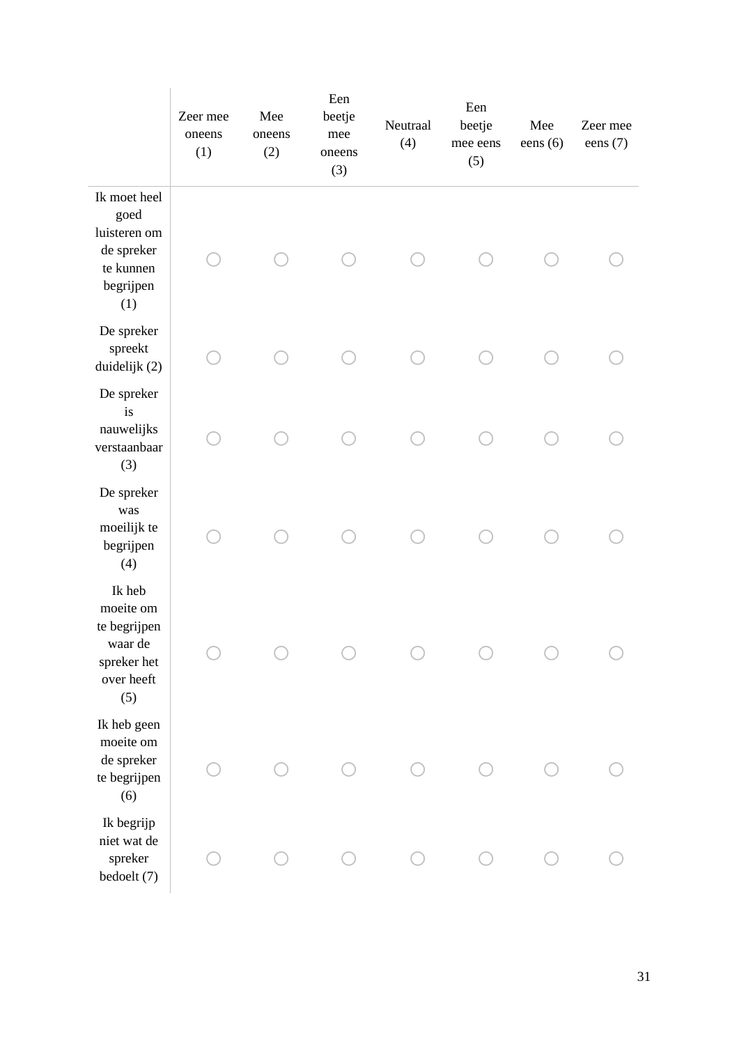|  | Zeer mee oneens (1) | Mee oneens (2) | Een beetje mee oneens (3) | Neutraal (4) | Een beetje mee eens (5) | Mee eens (6) | Zeer mee eens (7) |
|---|---|---|---|---|---|---|---|
| Ik moet heel goed luisteren om de spreker te kunnen begrijpen (1) | ○ | ○ | ○ | ○ | ○ | ○ | ○ |
| De spreker spreekt duidelijk (2) | ○ | ○ | ○ | ○ | ○ | ○ | ○ |
| De spreker is nauwelijks verstaanbaar (3) | ○ | ○ | ○ | ○ | ○ | ○ | ○ |
| De spreker was moeilijk te begrijpen (4) | ○ | ○ | ○ | ○ | ○ | ○ | ○ |
| Ik heb moeite om te begrijpen waar de spreker het over heeft (5) | ○ | ○ | ○ | ○ | ○ | ○ | ○ |
| Ik heb geen moeite om de spreker te begrijpen (6) | ○ | ○ | ○ | ○ | ○ | ○ | ○ |
| Ik begrijp niet wat de spreker bedoelt (7) | ○ | ○ | ○ | ○ | ○ | ○ | ○ |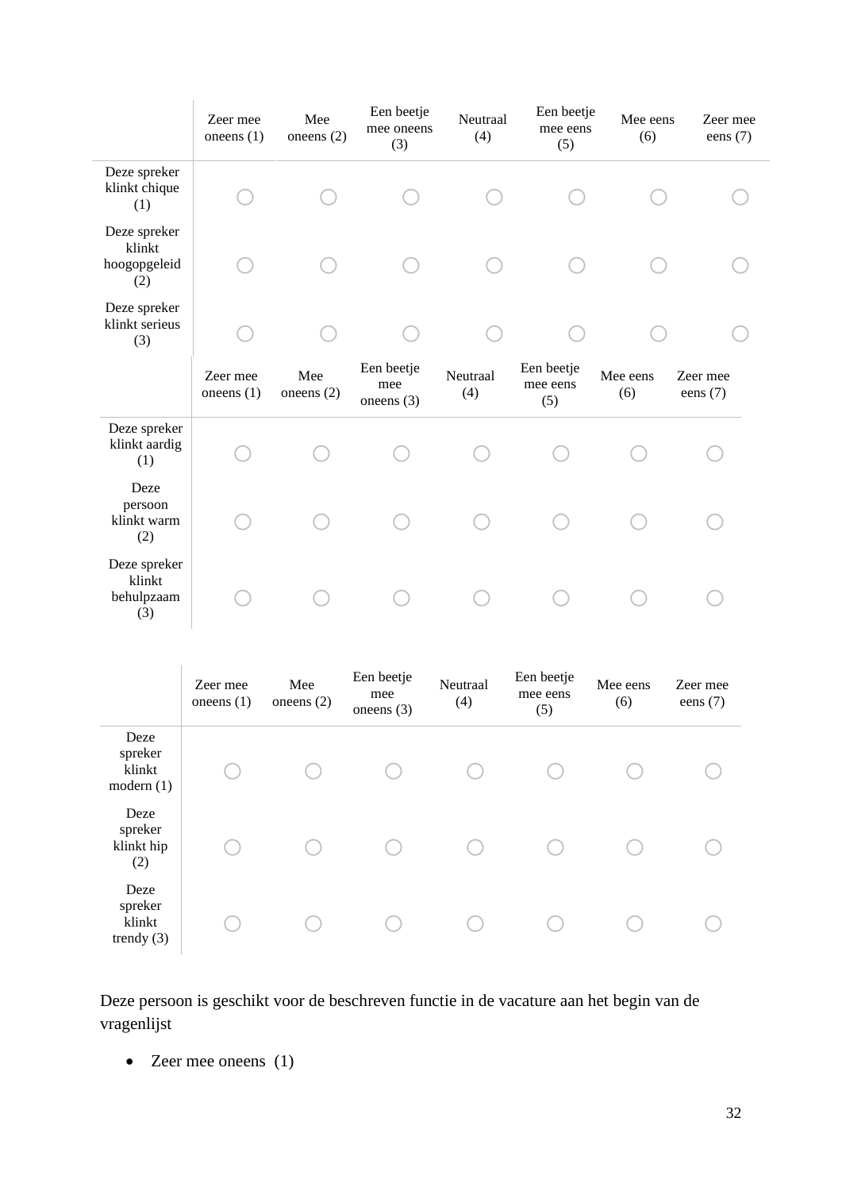| | Zeer mee oneens (1) | Mee oneens (2) | Een beetje mee oneens (3) | Neutraal (4) | Een beetje mee eens (5) | Mee eens (6) | Zeer mee eens (7) |
|---|---|---|---|---|---|---|---|
| Deze spreker klinkt chique (1) | ○ | ○ | ○ | ○ | ○ | ○ | ○ |
| Deze spreker klinkt hoogopgeleid (2) | ○ | ○ | ○ | ○ | ○ | ○ | ○ |
| Deze spreker klinkt serieus (3) | ○ | ○ | ○ | ○ | ○ | ○ | ○ |

| | Zeer mee oneens (1) | Mee oneens (2) | Een beetje mee oneens (3) | Neutraal (4) | Een beetje mee eens (5) | Mee eens (6) | Zeer mee eens (7) |
|---|---|---|---|---|---|---|---|
| Deze spreker klinkt aardig (1) | ○ | ○ | ○ | ○ | ○ | ○ | ○ |
| Deze persoon klinkt warm (2) | ○ | ○ | ○ | ○ | ○ | ○ | ○ |
| Deze spreker klinkt behulpzaam (3) | ○ | ○ | ○ | ○ | ○ | ○ | ○ |

| | Zeer mee oneens (1) | Mee oneens (2) | Een beetje mee oneens (3) | Neutraal (4) | Een beetje mee eens (5) | Mee eens (6) | Zeer mee eens (7) |
|---|---|---|---|---|---|---|---|
| Deze spreker klinkt modern (1) | ○ | ○ | ○ | ○ | ○ | ○ | ○ |
| Deze spreker klinkt hip (2) | ○ | ○ | ○ | ○ | ○ | ○ | ○ |
| Deze spreker klinkt trendy (3) | ○ | ○ | ○ | ○ | ○ | ○ | ○ |

Deze persoon is geschikt voor de beschreven functie in de vacature aan het begin van de vragenlijst

- Zeer mee oneens (1)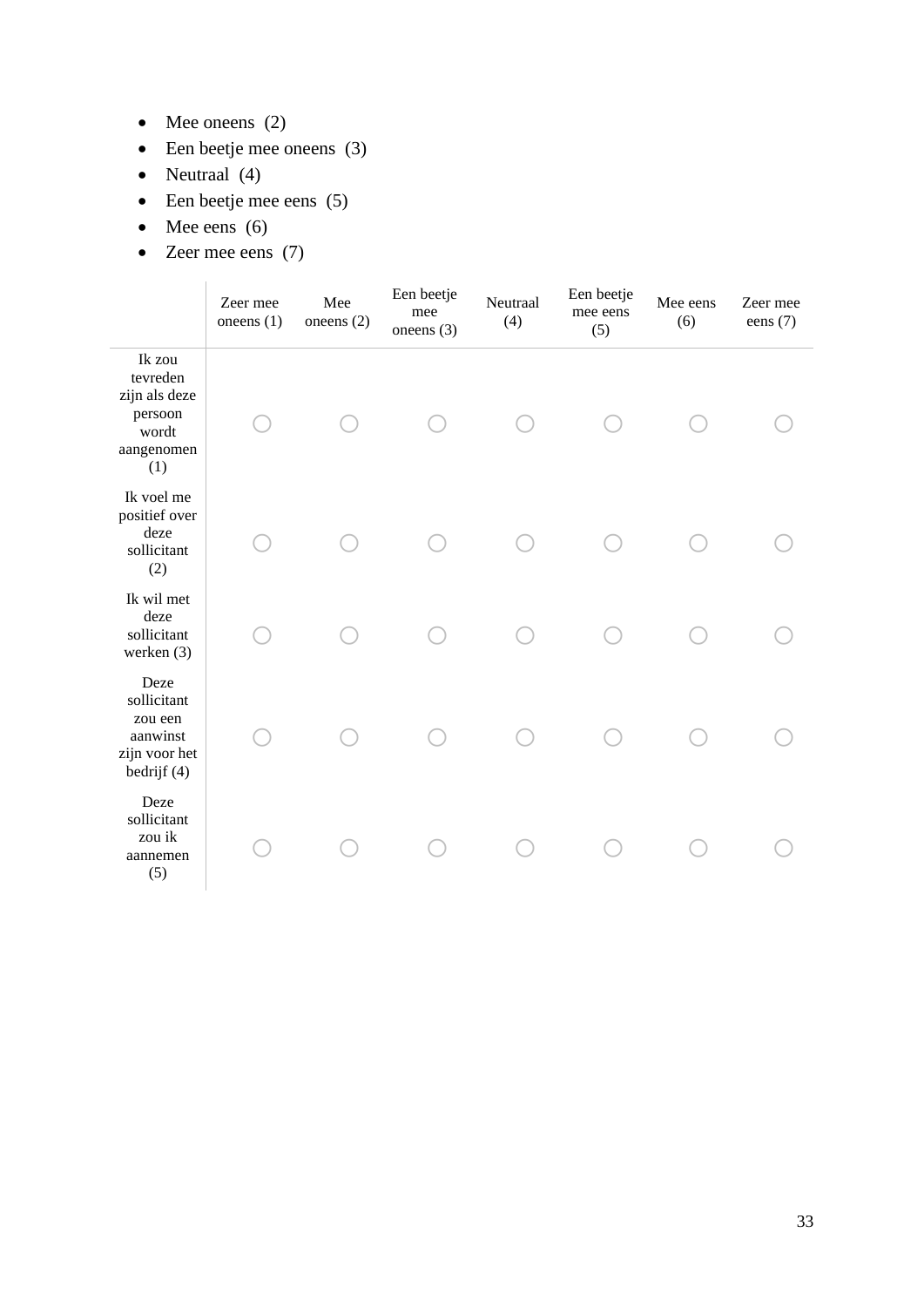- Mee oneens (2)
- Een beetje mee oneens (3)
- Neutraal (4)
- Een beetje mee eens (5)
- Mee eens (6)
- Zeer mee eens (7)

| | Zeer mee oneens (1) | Mee oneens (2) | Een beetje mee oneens (3) | Neutraal (4) | Een beetje mee eens (5) | Mee eens (6) | Zeer mee eens (7) |
|---|---|---|---|---|---|---|---|
| Ik zou tevreden zijn als deze persoon wordt aangenomen (1) | ○ | ○ | ○ | ○ | ○ | ○ | ○ |
| Ik voel me positief over deze sollicitant (2) | ○ | ○ | ○ | ○ | ○ | ○ | ○ |
| Ik wil met deze sollicitant werken (3) | ○ | ○ | ○ | ○ | ○ | ○ | ○ |
| Deze sollicitant zou een aanwinst zijn voor het bedrijf (4) | ○ | ○ | ○ | ○ | ○ | ○ | ○ |
| Deze sollicitant zou ik aannemen (5) | ○ | ○ | ○ | ○ | ○ | ○ | ○ |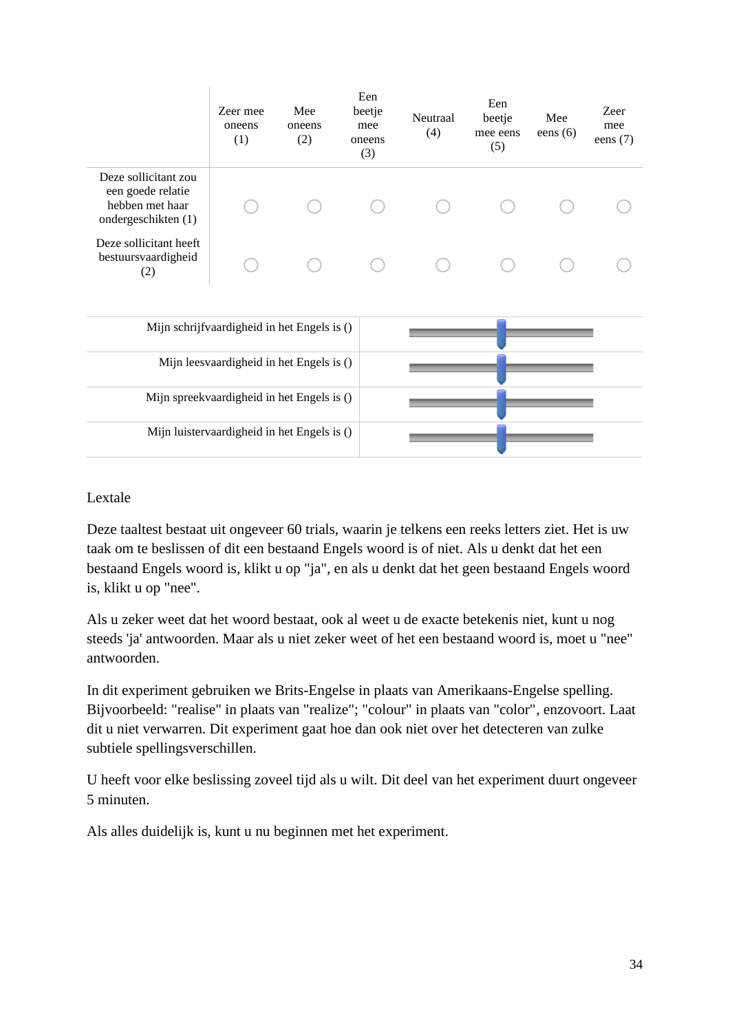| | Zeer mee oneens (1) | Mee oneens (2) | Een beetje mee oneens (3) | Neutraal (4) | Een beetje mee eens (5) | Mee eens (6) | Zeer mee eens (7) |
|---|---|---|---|---|---|---|---|
| Deze sollicitant zou een goede relatie hebben met haar ondergeschikten (1) | ○ | ○ | ○ | ○ | ○ | ○ | ○ |
| Deze sollicitant heeft bestuursvaardigheid (2) | ○ | ○ | ○ | ○ | ○ | ○ | ○ |

| | |
|---|---|
| Mijn schrijfvaardigheid in het Engels is () | |
| Mijn leesvaardigheid in het Engels is () | |
| Mijn spreekvaardigheid in het Engels is () | |
| Mijn luistervaardigheid in het Engels is () | |

Lextale

Deze taaltest bestaat uit ongeveer 60 trials, waarin je telkens een reeks letters ziet. Het is uw taak om te beslissen of dit een bestaand Engels woord is of niet. Als u denkt dat het een bestaand Engels woord is, klikt u op "ja", en als u denkt dat het geen bestaand Engels woord is, klikt u op "nee".

Als u zeker weet dat het woord bestaat, ook al weet u de exacte betekenis niet, kunt u nog steeds 'ja' antwoorden. Maar als u niet zeker weet of het een bestaand woord is, moet u "nee" antwoorden.

In dit experiment gebruiken we Brits-Engelse in plaats van Amerikaans-Engelse spelling. Bijvoorbeeld: "realise" in plaats van "realize"; "colour" in plaats van "color", enzovoort. Laat dit u niet verwarren. Dit experiment gaat hoe dan ook niet over het detecteren van zulke subtiele spellingsverschillen.

U heeft voor elke beslissing zoveel tijd als u wilt. Dit deel van het experiment duurt ongeveer 5 minuten.

Als alles duidelijk is, kunt u nu beginnen met het experiment.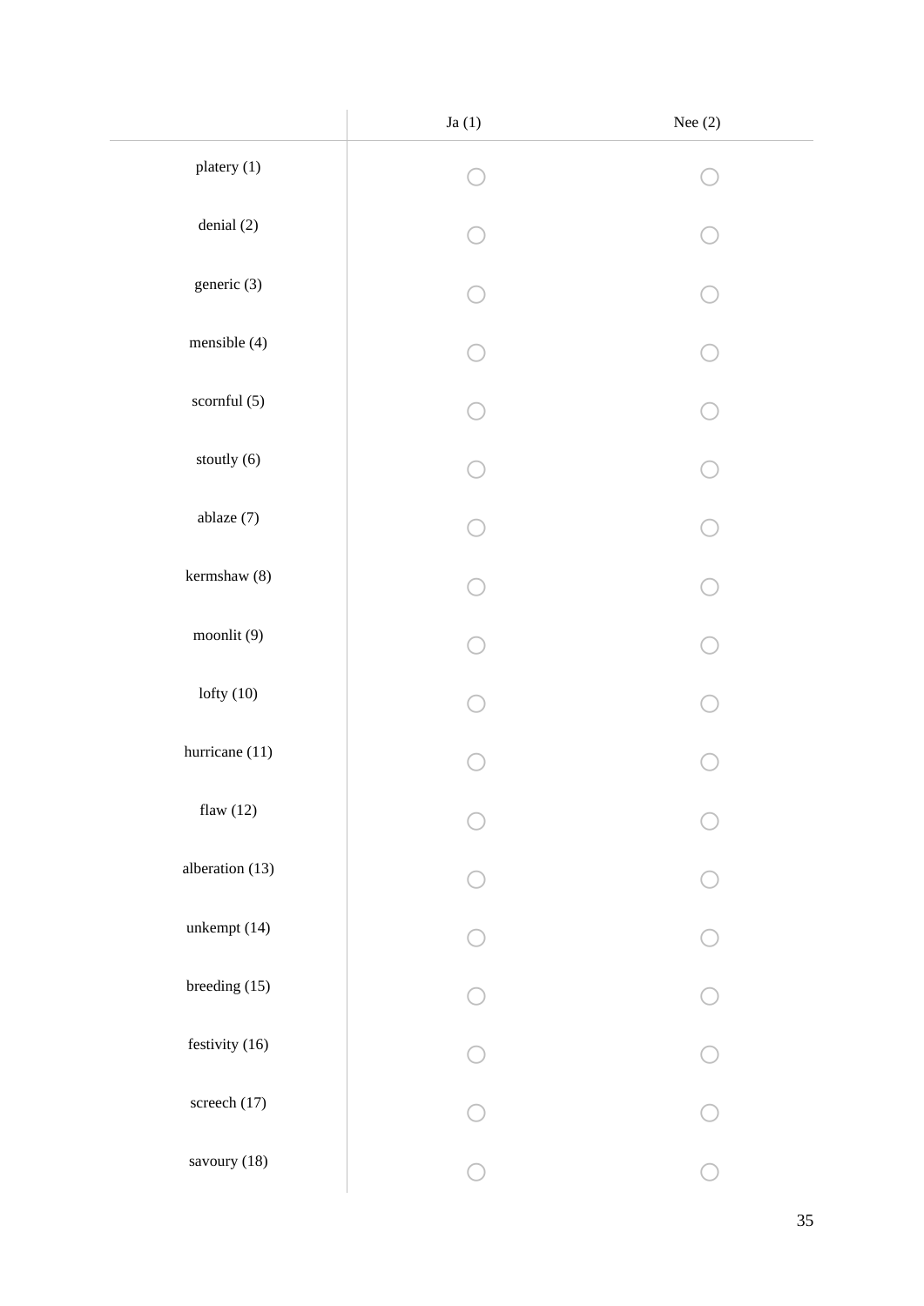| | Ja (1) | Nee (2) |
|---|---|---|
| platery (1) | ○ | ○ |
| denial (2) | ○ | ○ |
| generic (3) | ○ | ○ |
| mensible (4) | ○ | ○ |
| scornful (5) | ○ | ○ |
| stoutly (6) | ○ | ○ |
| ablaze (7) | ○ | ○ |
| kermshaw (8) | ○ | ○ |
| moonlit (9) | ○ | ○ |
| lofty (10) | ○ | ○ |
| hurricane (11) | ○ | ○ |
| flaw (12) | ○ | ○ |
| alberation (13) | ○ | ○ |
| unkempt (14) | ○ | ○ |
| breeding (15) | ○ | ○ |
| festivity (16) | ○ | ○ |
| screech (17) | ○ | ○ |
| savoury (18) | ○ | ○ |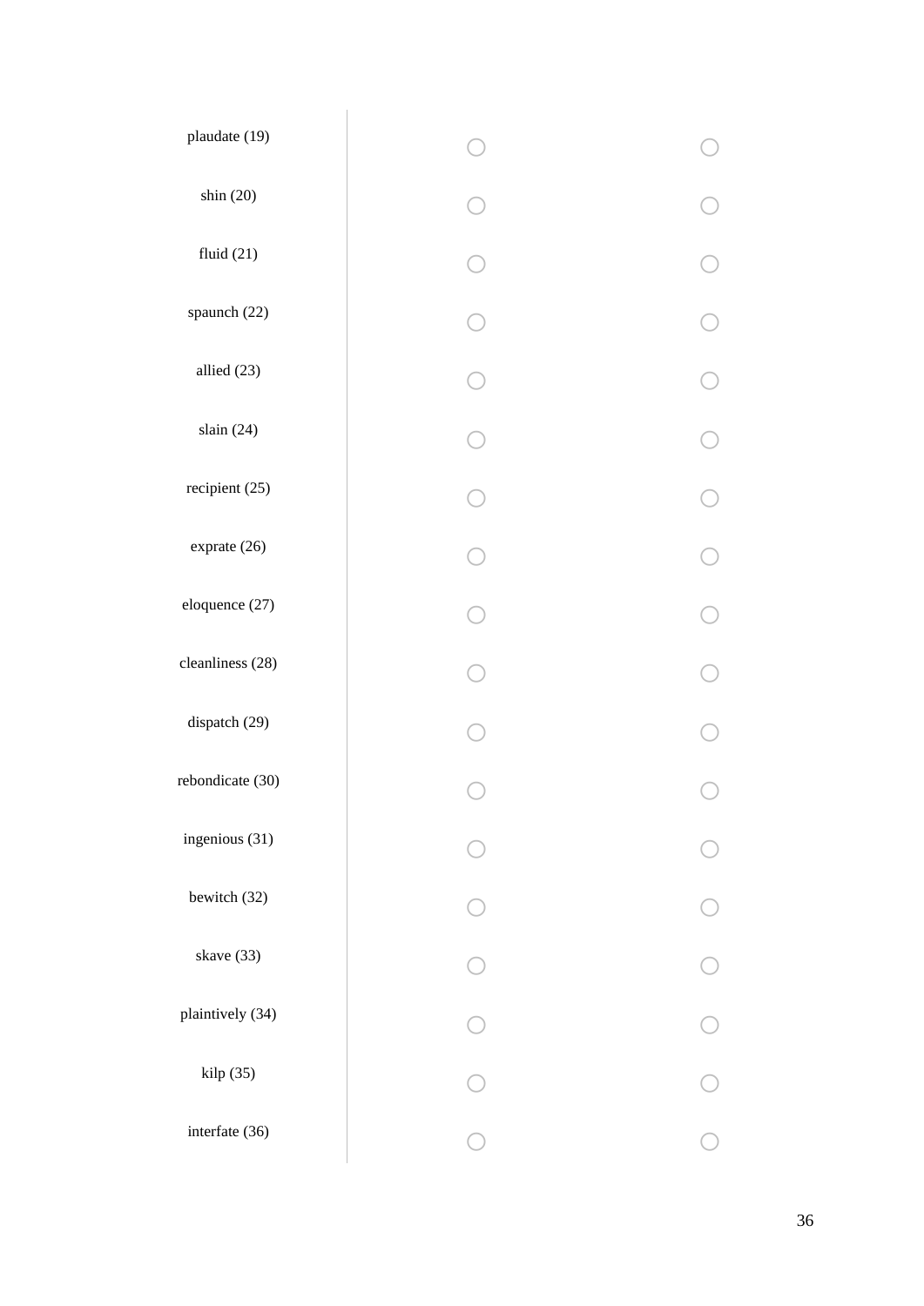| | | |
|---|---|---|
| plaudate (19) | ○ | ○ |
| shin (20) | ○ | ○ |
| fluid (21) | ○ | ○ |
| spaunch (22) | ○ | ○ |
| allied (23) | ○ | ○ |
| slain (24) | ○ | ○ |
| recipient (25) | ○ | ○ |
| exprate (26) | ○ | ○ |
| eloquence (27) | ○ | ○ |
| cleanliness (28) | ○ | ○ |
| dispatch (29) | ○ | ○ |
| rebondicate (30) | ○ | ○ |
| ingenious (31) | ○ | ○ |
| bewitch (32) | ○ | ○ |
| skave (33) | ○ | ○ |
| plaintively (34) | ○ | ○ |
| kilp (35) | ○ | ○ |
| interfate (36) | ○ | ○ |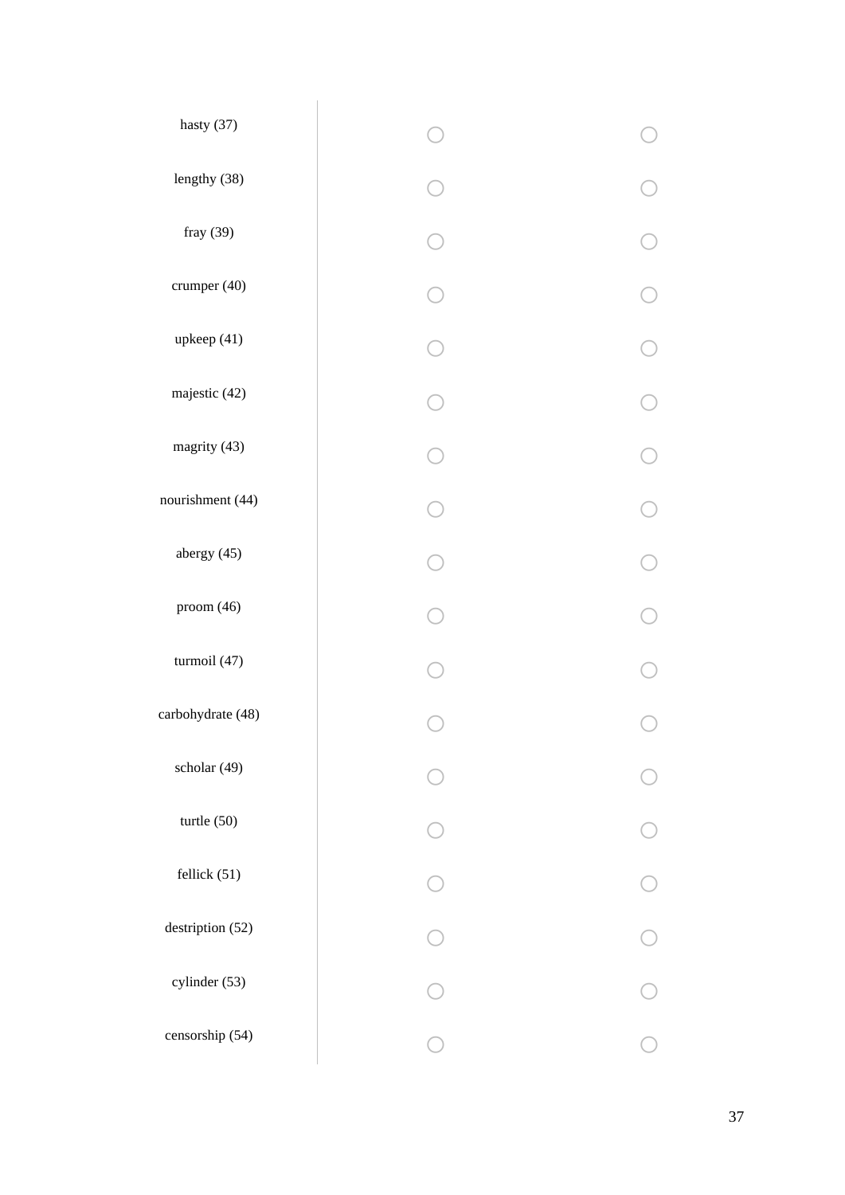| | | |
|---|---|---|
| hasty (37) | ◯ | ◯ |
| lengthy (38) | ◯ | ◯ |
| fray (39) | ◯ | ◯ |
| crumper (40) | ◯ | ◯ |
| upkeep (41) | ◯ | ◯ |
| majestic (42) | ◯ | ◯ |
| magrity (43) | ◯ | ◯ |
| nourishment (44) | ◯ | ◯ |
| abergy (45) | ◯ | ◯ |
| proom (46) | ◯ | ◯ |
| turmoil (47) | ◯ | ◯ |
| carbohydrate (48) | ◯ | ◯ |
| scholar (49) | ◯ | ◯ |
| turtle (50) | ◯ | ◯ |
| fellick (51) | ◯ | ◯ |
| destription (52) | ◯ | ◯ |
| cylinder (53) | ◯ | ◯ |
| censorship (54) | ◯ | ◯ |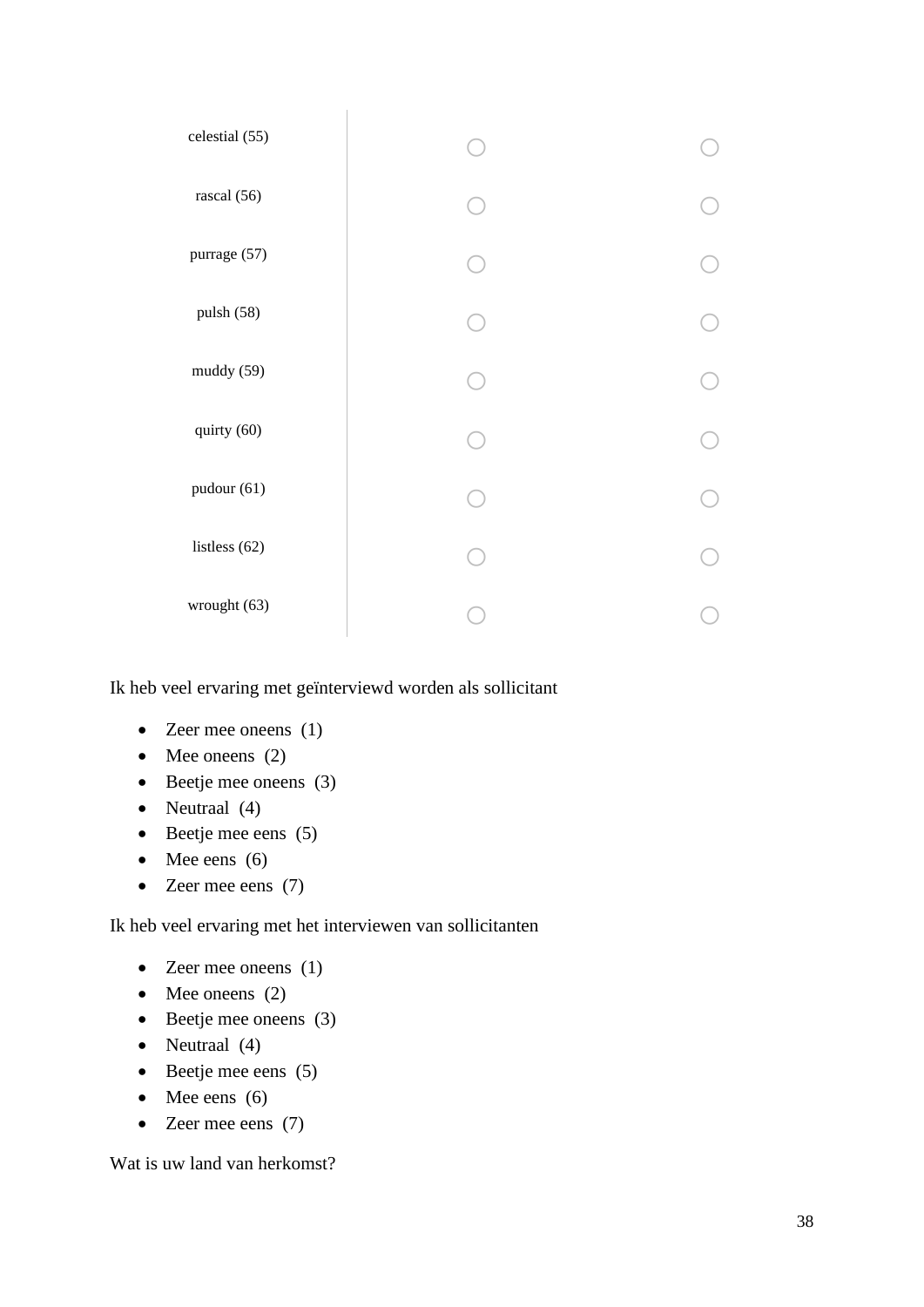| | | |
|---|---|---|
| celestial (55) | ○ | ○ |
| rascal (56) | ○ | ○ |
| purrage (57) | ○ | ○ |
| pulsh (58) | ○ | ○ |
| muddy (59) | ○ | ○ |
| quirty (60) | ○ | ○ |
| pudour (61) | ○ | ○ |
| listless (62) | ○ | ○ |
| wrought (63) | ○ | ○ |

Ik heb veel ervaring met geïnterviewd worden als sollicitant

- Zeer mee oneens (1)
- Mee oneens (2)
- Beetje mee oneens (3)
- Neutraal (4)
- Beetje mee eens (5)
- Mee eens (6)
- Zeer mee eens (7)

Ik heb veel ervaring met het interviewen van sollicitanten

- Zeer mee oneens (1)
- Mee oneens (2)
- Beetje mee oneens (3)
- Neutraal (4)
- Beetje mee eens (5)
- Mee eens (6)
- Zeer mee eens (7)

Wat is uw land van herkomst?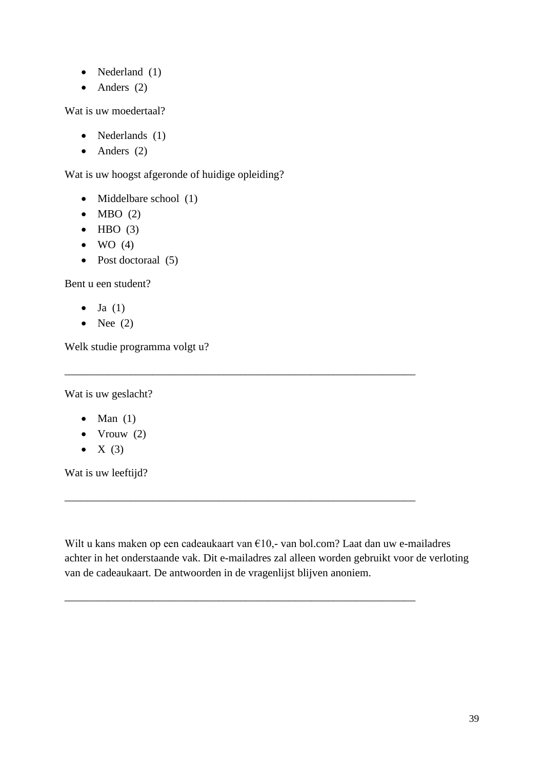- Nederland (1)
- Anders (2)

Wat is uw moedertaal?

- Nederlands (1)
- Anders (2)

Wat is uw hoogst afgeronde of huidige opleiding?

- Middelbare school (1)
- MBO (2)
- HBO (3)
- WO (4)
- Post doctoraal (5)

Bent u een student?

- Ja (1)
- Nee (2)

Welk studie programma volgt u?

________________________________________________________________

Wat is uw geslacht?

- Man (1)
- Vrouw (2)
- X (3)

Wat is uw leeftijd?

________________________________________________________________

Wilt u kans maken op een cadeaukaart van €10,- van bol.com? Laat dan uw e-mailadres achter in het onderstaande vak. Dit e-mailadres zal alleen worden gebruikt voor de verloting van de cadeaukaart. De antwoorden in de vragenlijst blijven anoniem.

________________________________________________________________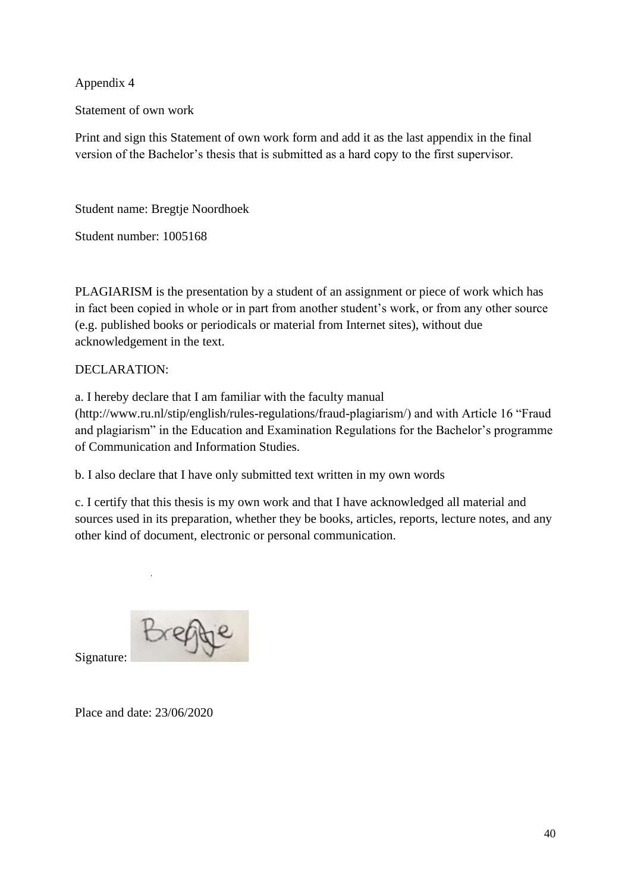Appendix 4

Statement of own work

Print and sign this Statement of own work form and add it as the last appendix in the final version of the Bachelor's thesis that is submitted as a hard copy to the first supervisor.

Student name: Bregtje Noordhoek

Student number: 1005168

PLAGIARISM is the presentation by a student of an assignment or piece of work which has in fact been copied in whole or in part from another student's work, or from any other source (e.g. published books or periodicals or material from Internet sites), without due acknowledgement in the text.

DECLARATION:

a. I hereby declare that I am familiar with the faculty manual (http://www.ru.nl/stip/english/rules-regulations/fraud-plagiarism/) and with Article 16 "Fraud and plagiarism" in the Education and Examination Regulations for the Bachelor's programme of Communication and Information Studies.

b. I also declare that I have only submitted text written in my own words

c. I certify that this thesis is my own work and that I have acknowledged all material and sources used in its preparation, whether they be books, articles, reports, lecture notes, and any other kind of document, electronic or personal communication.

Signature: Bregtje

Place and date: 23/06/2020